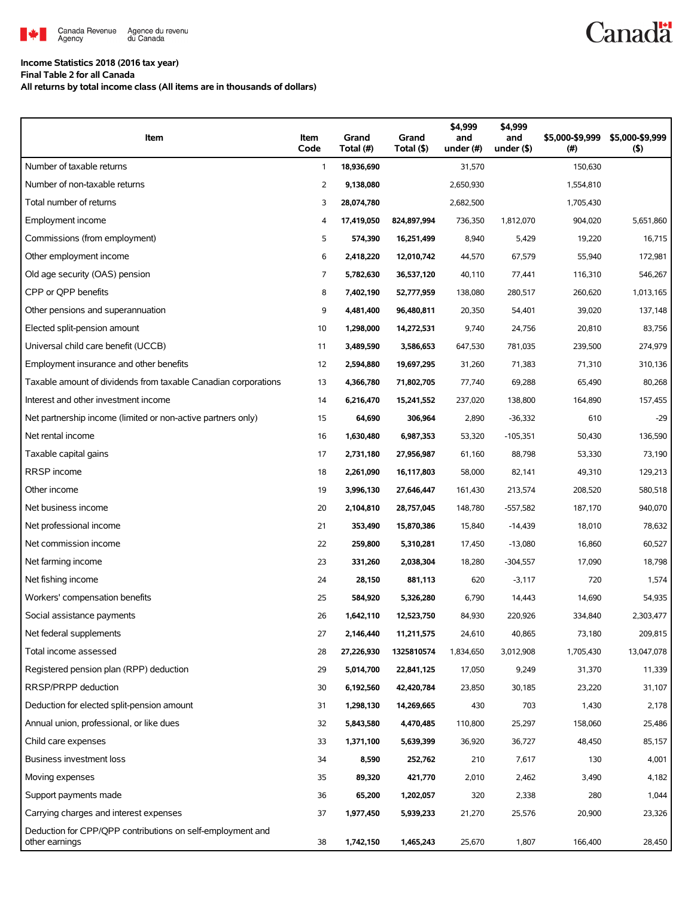Canada Revenue Agency | Agence du revenu du Canada

**Income Statistics 2018 (2016 tax year)**
**Final Table 2 for all Canada**
**All returns by total income class (All items are in thousands of dollars)**

| Item | Item Code | Grand Total (#) | Grand Total ($) | $4,999 and under (#) | $4,999 and under ($) | $5,000-$9,999 (#) | $5,000-$9,999 ($) |
|---|---|---|---|---|---|---|---|
| Number of taxable returns | 1 | **18,936,690** | | 31,570 | | 150,630 | |
| Number of non-taxable returns | 2 | **9,138,080** | | 2,650,930 | | 1,554,810 | |
| Total number of returns | 3 | **28,074,780** | | 2,682,500 | | 1,705,430 | |
| Employment income | 4 | **17,419,050** | **824,897,994** | 736,350 | 1,812,070 | 904,020 | 5,651,860 |
| Commissions (from employment) | 5 | **574,390** | **16,251,499** | 8,940 | 5,429 | 19,220 | 16,715 |
| Other employment income | 6 | **2,418,220** | **12,010,742** | 44,570 | 67,579 | 55,940 | 172,981 |
| Old age security (OAS) pension | 7 | **5,782,630** | **36,537,120** | 40,110 | 77,441 | 116,310 | 546,267 |
| CPP or QPP benefits | 8 | **7,402,190** | **52,777,959** | 138,080 | 280,517 | 260,620 | 1,013,165 |
| Other pensions and superannuation | 9 | **4,481,400** | **96,480,811** | 20,350 | 54,401 | 39,020 | 137,148 |
| Elected split-pension amount | 10 | **1,298,000** | **14,272,531** | 9,740 | 24,756 | 20,810 | 83,756 |
| Universal child care benefit (UCCB) | 11 | **3,489,590** | **3,586,653** | 647,530 | 781,035 | 239,500 | 274,979 |
| Employment insurance and other benefits | 12 | **2,594,880** | **19,697,295** | 31,260 | 71,383 | 71,310 | 310,136 |
| Taxable amount of dividends from taxable Canadian corporations | 13 | **4,366,780** | **71,802,705** | 77,740 | 69,288 | 65,490 | 80,268 |
| Interest and other investment income | 14 | **6,216,470** | **15,241,552** | 237,020 | 138,800 | 164,890 | 157,455 |
| Net partnership income (limited or non-active partners only) | 15 | **64,690** | **306,964** | 2,890 | -36,332 | 610 | -29 |
| Net rental income | 16 | **1,630,480** | **6,987,353** | 53,320 | -105,351 | 50,430 | 136,590 |
| Taxable capital gains | 17 | **2,731,180** | **27,956,987** | 61,160 | 88,798 | 53,330 | 73,190 |
| RRSP income | 18 | **2,261,090** | **16,117,803** | 58,000 | 82,141 | 49,310 | 129,213 |
| Other income | 19 | **3,996,130** | **27,646,447** | 161,430 | 213,574 | 208,520 | 580,518 |
| Net business income | 20 | **2,104,810** | **28,757,045** | 148,780 | -557,582 | 187,170 | 940,070 |
| Net professional income | 21 | **353,490** | **15,870,386** | 15,840 | -14,439 | 18,010 | 78,632 |
| Net commission income | 22 | **259,800** | **5,310,281** | 17,450 | -13,080 | 16,860 | 60,527 |
| Net farming income | 23 | **331,260** | **2,038,304** | 18,280 | -304,557 | 17,090 | 18,798 |
| Net fishing income | 24 | **28,150** | **881,113** | 620 | -3,117 | 720 | 1,574 |
| Workers' compensation benefits | 25 | **584,920** | **5,326,280** | 6,790 | 14,443 | 14,690 | 54,935 |
| Social assistance payments | 26 | **1,642,110** | **12,523,750** | 84,930 | 220,926 | 334,840 | 2,303,477 |
| Net federal supplements | 27 | **2,146,440** | **11,211,575** | 24,610 | 40,865 | 73,180 | 209,815 |
| Total income assessed | 28 | **27,226,930** | **1325810574** | 1,834,650 | 3,012,908 | 1,705,430 | 13,047,078 |
| Registered pension plan (RPP) deduction | 29 | **5,014,700** | **22,841,125** | 17,050 | 9,249 | 31,370 | 11,339 |
| RRSP/PRPP deduction | 30 | **6,192,560** | **42,420,784** | 23,850 | 30,185 | 23,220 | 31,107 |
| Deduction for elected split-pension amount | 31 | **1,298,130** | **14,269,665** | 430 | 703 | 1,430 | 2,178 |
| Annual union, professional, or like dues | 32 | **5,843,580** | **4,470,485** | 110,800 | 25,297 | 158,060 | 25,486 |
| Child care expenses | 33 | **1,371,100** | **5,639,399** | 36,920 | 36,727 | 48,450 | 85,157 |
| Business investment loss | 34 | **8,590** | **252,762** | 210 | 7,617 | 130 | 4,001 |
| Moving expenses | 35 | **89,320** | **421,770** | 2,010 | 2,462 | 3,490 | 4,182 |
| Support payments made | 36 | **65,200** | **1,202,057** | 320 | 2,338 | 280 | 1,044 |
| Carrying charges and interest expenses | 37 | **1,977,450** | **5,939,233** | 21,270 | 25,576 | 20,900 | 23,326 |
| Deduction for CPP/QPP contributions on self-employment and other earnings | 38 | **1,742,150** | **1,465,243** | 25,670 | 1,807 | 166,400 | 28,450 |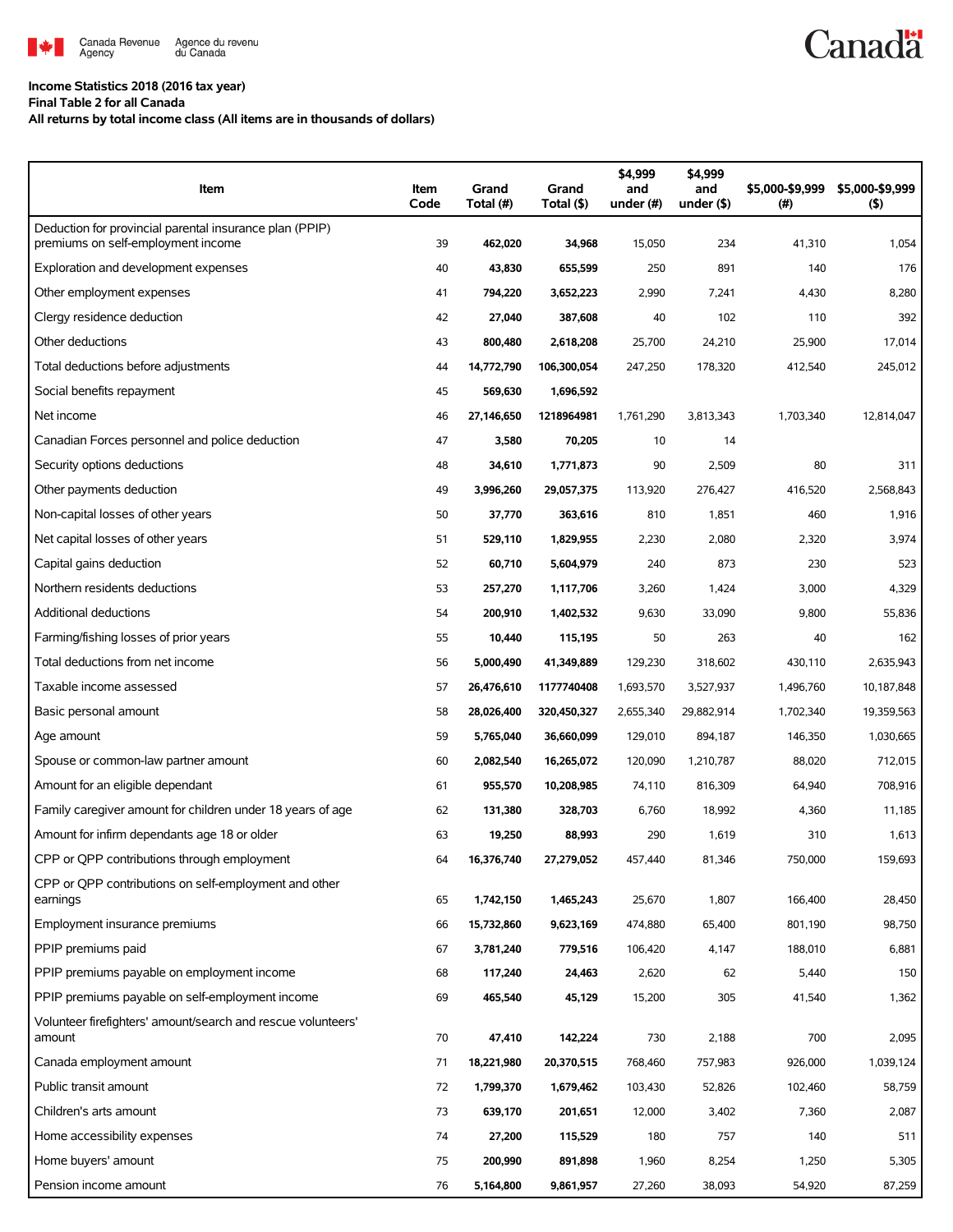**Income Statistics 2018 (2016 tax year)**
**Final Table 2 for all Canada**
**All returns by total income class (All items are in thousands of dollars)**

| Item | Item Code | Grand Total (#) | Grand Total ($) | $4,999 and under (#) | $4,999 and under ($) | $5,000-$9,999 (#) | $5,000-$9,999 ($) |
|---|---|---|---|---|---|---|---|
| Deduction for provincial parental insurance plan (PPIP) premiums on self-employment income | 39 | **462,020** | **34,968** | 15,050 | 234 | 41,310 | 1,054 |
| Exploration and development expenses | 40 | **43,830** | **655,599** | 250 | 891 | 140 | 176 |
| Other employment expenses | 41 | **794,220** | **3,652,223** | 2,990 | 7,241 | 4,430 | 8,280 |
| Clergy residence deduction | 42 | **27,040** | **387,608** | 40 | 102 | 110 | 392 |
| Other deductions | 43 | **800,480** | **2,618,208** | 25,700 | 24,210 | 25,900 | 17,014 |
| Total deductions before adjustments | 44 | **14,772,790** | **106,300,054** | 247,250 | 178,320 | 412,540 | 245,012 |
| Social benefits repayment | 45 | **569,630** | **1,696,592** | | | | |
| Net income | 46 | **27,146,650** | **1218964981** | 1,761,290 | 3,813,343 | 1,703,340 | 12,814,047 |
| Canadian Forces personnel and police deduction | 47 | **3,580** | **70,205** | 10 | 14 | | |
| Security options deductions | 48 | **34,610** | **1,771,873** | 90 | 2,509 | 80 | 311 |
| Other payments deduction | 49 | **3,996,260** | **29,057,375** | 113,920 | 276,427 | 416,520 | 2,568,843 |
| Non-capital losses of other years | 50 | **37,770** | **363,616** | 810 | 1,851 | 460 | 1,916 |
| Net capital losses of other years | 51 | **529,110** | **1,829,955** | 2,230 | 2,080 | 2,320 | 3,974 |
| Capital gains deduction | 52 | **60,710** | **5,604,979** | 240 | 873 | 230 | 523 |
| Northern residents deductions | 53 | **257,270** | **1,117,706** | 3,260 | 1,424 | 3,000 | 4,329 |
| Additional deductions | 54 | **200,910** | **1,402,532** | 9,630 | 33,090 | 9,800 | 55,836 |
| Farming/fishing losses of prior years | 55 | **10,440** | **115,195** | 50 | 263 | 40 | 162 |
| Total deductions from net income | 56 | **5,000,490** | **41,349,889** | 129,230 | 318,602 | 430,110 | 2,635,943 |
| Taxable income assessed | 57 | **26,476,610** | **1177740408** | 1,693,570 | 3,527,937 | 1,496,760 | 10,187,848 |
| Basic personal amount | 58 | **28,026,400** | **320,450,327** | 2,655,340 | 29,882,914 | 1,702,340 | 19,359,563 |
| Age amount | 59 | **5,765,040** | **36,660,099** | 129,010 | 894,187 | 146,350 | 1,030,665 |
| Spouse or common-law partner amount | 60 | **2,082,540** | **16,265,072** | 120,090 | 1,210,787 | 88,020 | 712,015 |
| Amount for an eligible dependant | 61 | **955,570** | **10,208,985** | 74,110 | 816,309 | 64,940 | 708,916 |
| Family caregiver amount for children under 18 years of age | 62 | **131,380** | **328,703** | 6,760 | 18,992 | 4,360 | 11,185 |
| Amount for infirm dependants age 18 or older | 63 | **19,250** | **88,993** | 290 | 1,619 | 310 | 1,613 |
| CPP or QPP contributions through employment | 64 | **16,376,740** | **27,279,052** | 457,440 | 81,346 | 750,000 | 159,693 |
| CPP or QPP contributions on self-employment and other earnings | 65 | **1,742,150** | **1,465,243** | 25,670 | 1,807 | 166,400 | 28,450 |
| Employment insurance premiums | 66 | **15,732,860** | **9,623,169** | 474,880 | 65,400 | 801,190 | 98,750 |
| PPIP premiums paid | 67 | **3,781,240** | **779,516** | 106,420 | 4,147 | 188,010 | 6,881 |
| PPIP premiums payable on employment income | 68 | **117,240** | **24,463** | 2,620 | 62 | 5,440 | 150 |
| PPIP premiums payable on self-employment income | 69 | **465,540** | **45,129** | 15,200 | 305 | 41,540 | 1,362 |
| Volunteer firefighters' amount/search and rescue volunteers' amount | 70 | **47,410** | **142,224** | 730 | 2,188 | 700 | 2,095 |
| Canada employment amount | 71 | **18,221,980** | **20,370,515** | 768,460 | 757,983 | 926,000 | 1,039,124 |
| Public transit amount | 72 | **1,799,370** | **1,679,462** | 103,430 | 52,826 | 102,460 | 58,759 |
| Children's arts amount | 73 | **639,170** | **201,651** | 12,000 | 3,402 | 7,360 | 2,087 |
| Home accessibility expenses | 74 | **27,200** | **115,529** | 180 | 757 | 140 | 511 |
| Home buyers' amount | 75 | **200,990** | **891,898** | 1,960 | 8,254 | 1,250 | 5,305 |
| Pension income amount | 76 | **5,164,800** | **9,861,957** | 27,260 | 38,093 | 54,920 | 87,259 |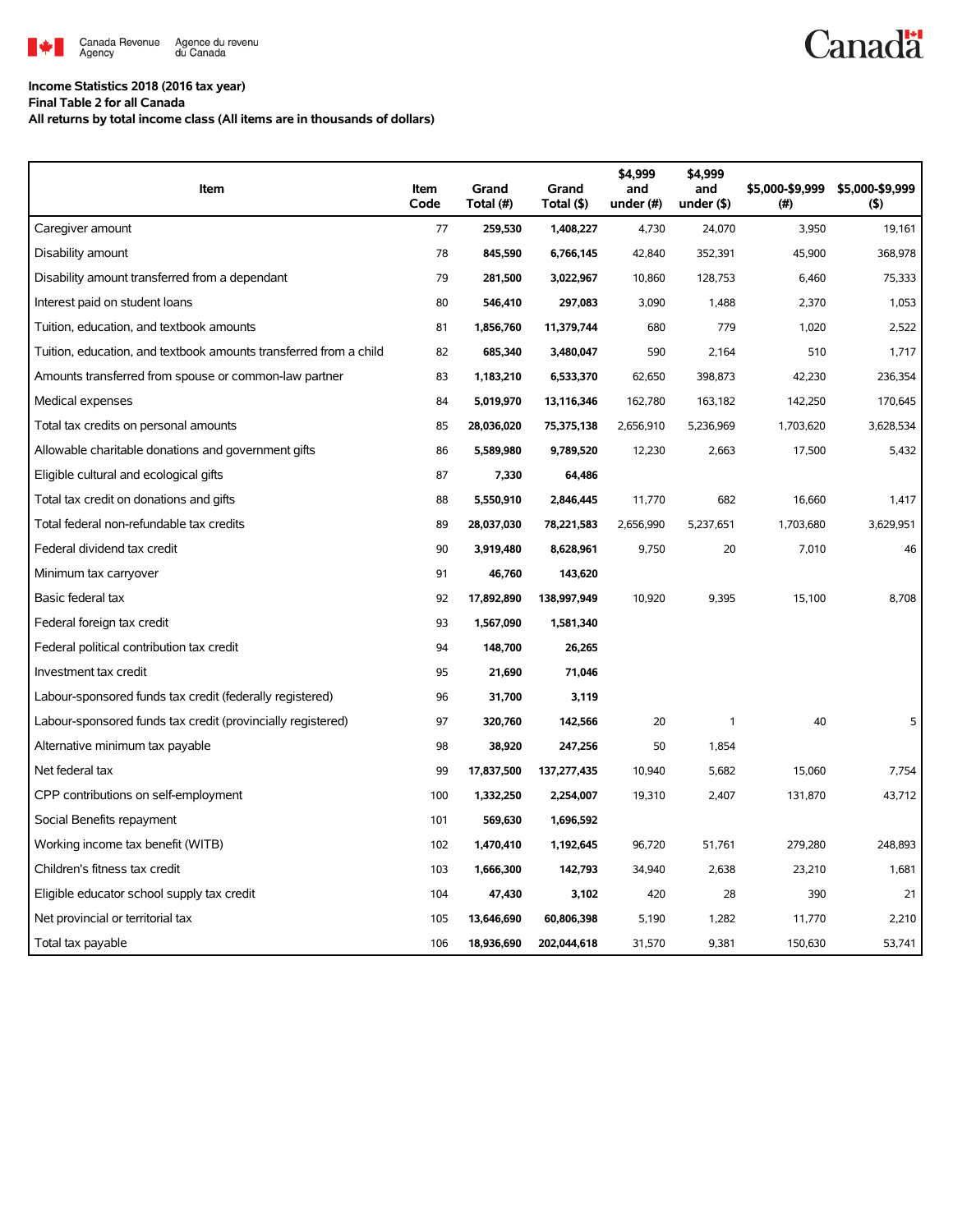Income Statistics 2018 (2016 tax year)

Final Table 2 for all Canada

All returns by total income class (All items are in thousands of dollars)

| Item | Item Code | Grand Total (#) | Grand Total ($) | $4,999 and under (#) | $4,999 and under ($) | $5,000-$9,999 (#) | $5,000-$9,999 ($) |
|---|---|---|---|---|---|---|---|
| Caregiver amount | 77 | **259,530** | **1,408,227** | 4,730 | 24,070 | 3,950 | 19,161 |
| Disability amount | 78 | **845,590** | **6,766,145** | 42,840 | 352,391 | 45,900 | 368,978 |
| Disability amount transferred from a dependant | 79 | **281,500** | **3,022,967** | 10,860 | 128,753 | 6,460 | 75,333 |
| Interest paid on student loans | 80 | **546,410** | **297,083** | 3,090 | 1,488 | 2,370 | 1,053 |
| Tuition, education, and textbook amounts | 81 | **1,856,760** | **11,379,744** | 680 | 779 | 1,020 | 2,522 |
| Tuition, education, and textbook amounts transferred from a child | 82 | **685,340** | **3,480,047** | 590 | 2,164 | 510 | 1,717 |
| Amounts transferred from spouse or common-law partner | 83 | **1,183,210** | **6,533,370** | 62,650 | 398,873 | 42,230 | 236,354 |
| Medical expenses | 84 | **5,019,970** | **13,116,346** | 162,780 | 163,182 | 142,250 | 170,645 |
| Total tax credits on personal amounts | 85 | **28,036,020** | **75,375,138** | 2,656,910 | 5,236,969 | 1,703,620 | 3,628,534 |
| Allowable charitable donations and government gifts | 86 | **5,589,980** | **9,789,520** | 12,230 | 2,663 | 17,500 | 5,432 |
| Eligible cultural and ecological gifts | 87 | **7,330** | **64,486** | | | | |
| Total tax credit on donations and gifts | 88 | **5,550,910** | **2,846,445** | 11,770 | 682 | 16,660 | 1,417 |
| Total federal non-refundable tax credits | 89 | **28,037,030** | **78,221,583** | 2,656,990 | 5,237,651 | 1,703,680 | 3,629,951 |
| Federal dividend tax credit | 90 | **3,919,480** | **8,628,961** | 9,750 | 20 | 7,010 | 46 |
| Minimum tax carryover | 91 | **46,760** | **143,620** | | | | |
| Basic federal tax | 92 | **17,892,890** | **138,997,949** | 10,920 | 9,395 | 15,100 | 8,708 |
| Federal foreign tax credit | 93 | **1,567,090** | **1,581,340** | | | | |
| Federal political contribution tax credit | 94 | **148,700** | **26,265** | | | | |
| Investment tax credit | 95 | **21,690** | **71,046** | | | | |
| Labour-sponsored funds tax credit (federally registered) | 96 | **31,700** | **3,119** | | | | |
| Labour-sponsored funds tax credit (provincially registered) | 97 | **320,760** | **142,566** | 20 | 1 | 40 | 5 |
| Alternative minimum tax payable | 98 | **38,920** | **247,256** | 50 | 1,854 | | |
| Net federal tax | 99 | **17,837,500** | **137,277,435** | 10,940 | 5,682 | 15,060 | 7,754 |
| CPP contributions on self-employment | 100 | **1,332,250** | **2,254,007** | 19,310 | 2,407 | 131,870 | 43,712 |
| Social Benefits repayment | 101 | **569,630** | **1,696,592** | | | | |
| Working income tax benefit (WITB) | 102 | **1,470,410** | **1,192,645** | 96,720 | 51,761 | 279,280 | 248,893 |
| Children's fitness tax credit | 103 | **1,666,300** | **142,793** | 34,940 | 2,638 | 23,210 | 1,681 |
| Eligible educator school supply tax credit | 104 | **47,430** | **3,102** | 420 | 28 | 390 | 21 |
| Net provincial or territorial tax | 105 | **13,646,690** | **60,806,398** | 5,190 | 1,282 | 11,770 | 2,210 |
| Total tax payable | 106 | **18,936,690** | **202,044,618** | 31,570 | 9,381 | 150,630 | 53,741 |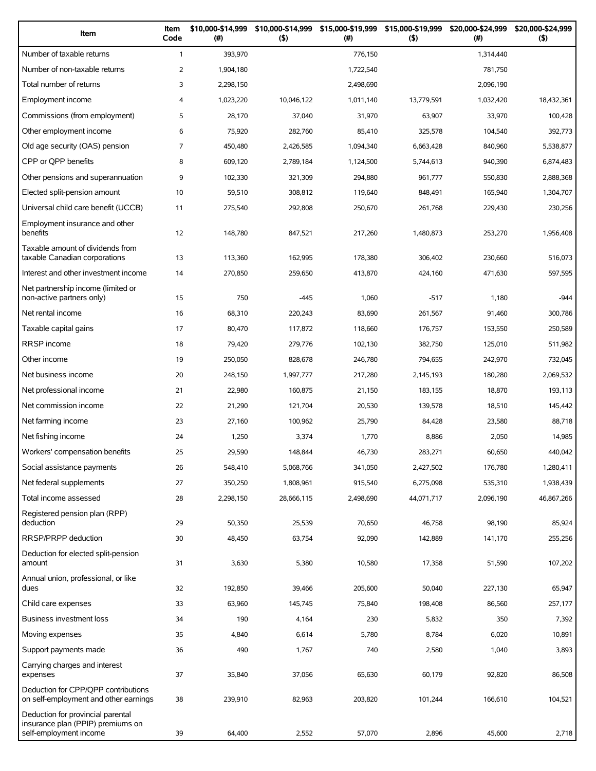| Item | Item Code | $10,000-$14,999 (#) | $10,000-$14,999 ($) | $15,000-$19,999 (#) | $15,000-$19,999 ($) | $20,000-$24,999 (#) | $20,000-$24,999 ($) |
|---|---|---|---|---|---|---|---|
| Number of taxable returns | 1 | 393,970 | | 776,150 | | 1,314,440 | |
| Number of non-taxable returns | 2 | 1,904,180 | | 1,722,540 | | 781,750 | |
| Total number of returns | 3 | 2,298,150 | | 2,498,690 | | 2,096,190 | |
| Employment income | 4 | 1,023,220 | 10,046,122 | 1,011,140 | 13,779,591 | 1,032,420 | 18,432,361 |
| Commissions (from employment) | 5 | 28,170 | 37,040 | 31,970 | 63,907 | 33,970 | 100,428 |
| Other employment income | 6 | 75,920 | 282,760 | 85,410 | 325,578 | 104,540 | 392,773 |
| Old age security (OAS) pension | 7 | 450,480 | 2,426,585 | 1,094,340 | 6,663,428 | 840,960 | 5,538,877 |
| CPP or QPP benefits | 8 | 609,120 | 2,789,184 | 1,124,500 | 5,744,613 | 940,390 | 6,874,483 |
| Other pensions and superannuation | 9 | 102,330 | 321,309 | 294,880 | 961,777 | 550,830 | 2,888,368 |
| Elected split-pension amount | 10 | 59,510 | 308,812 | 119,640 | 848,491 | 165,940 | 1,304,707 |
| Universal child care benefit (UCCB) | 11 | 275,540 | 292,808 | 250,670 | 261,768 | 229,430 | 230,256 |
| Employment insurance and other benefits | 12 | 148,780 | 847,521 | 217,260 | 1,480,873 | 253,270 | 1,956,408 |
| Taxable amount of dividends from taxable Canadian corporations | 13 | 113,360 | 162,995 | 178,380 | 306,402 | 230,660 | 516,073 |
| Interest and other investment income | 14 | 270,850 | 259,650 | 413,870 | 424,160 | 471,630 | 597,595 |
| Net partnership income (limited or non-active partners only) | 15 | 750 | -445 | 1,060 | -517 | 1,180 | -944 |
| Net rental income | 16 | 68,310 | 220,243 | 83,690 | 261,567 | 91,460 | 300,786 |
| Taxable capital gains | 17 | 80,470 | 117,872 | 118,660 | 176,757 | 153,550 | 250,589 |
| RRSP income | 18 | 79,420 | 279,776 | 102,130 | 382,750 | 125,010 | 511,982 |
| Other income | 19 | 250,050 | 828,678 | 246,780 | 794,655 | 242,970 | 732,045 |
| Net business income | 20 | 248,150 | 1,997,777 | 217,280 | 2,145,193 | 180,280 | 2,069,532 |
| Net professional income | 21 | 22,980 | 160,875 | 21,150 | 183,155 | 18,870 | 193,113 |
| Net commission income | 22 | 21,290 | 121,704 | 20,530 | 139,578 | 18,510 | 145,442 |
| Net farming income | 23 | 27,160 | 100,962 | 25,790 | 84,428 | 23,580 | 88,718 |
| Net fishing income | 24 | 1,250 | 3,374 | 1,770 | 8,886 | 2,050 | 14,985 |
| Workers' compensation benefits | 25 | 29,590 | 148,844 | 46,730 | 283,271 | 60,650 | 440,042 |
| Social assistance payments | 26 | 548,410 | 5,068,766 | 341,050 | 2,427,502 | 176,780 | 1,280,411 |
| Net federal supplements | 27 | 350,250 | 1,808,961 | 915,540 | 6,275,098 | 535,310 | 1,938,439 |
| Total income assessed | 28 | 2,298,150 | 28,666,115 | 2,498,690 | 44,071,717 | 2,096,190 | 46,867,266 |
| Registered pension plan (RPP) deduction | 29 | 50,350 | 25,539 | 70,650 | 46,758 | 98,190 | 85,924 |
| RRSP/PRPP deduction | 30 | 48,450 | 63,754 | 92,090 | 142,889 | 141,170 | 255,256 |
| Deduction for elected split-pension amount | 31 | 3,630 | 5,380 | 10,580 | 17,358 | 51,590 | 107,202 |
| Annual union, professional, or like dues | 32 | 192,850 | 39,466 | 205,600 | 50,040 | 227,130 | 65,947 |
| Child care expenses | 33 | 63,960 | 145,745 | 75,840 | 198,408 | 86,560 | 257,177 |
| Business investment loss | 34 | 190 | 4,164 | 230 | 5,832 | 350 | 7,392 |
| Moving expenses | 35 | 4,840 | 6,614 | 5,780 | 8,784 | 6,020 | 10,891 |
| Support payments made | 36 | 490 | 1,767 | 740 | 2,580 | 1,040 | 3,893 |
| Carrying charges and interest expenses | 37 | 35,840 | 37,056 | 65,630 | 60,179 | 92,820 | 86,508 |
| Deduction for CPP/QPP contributions on self-employment and other earnings | 38 | 239,910 | 82,963 | 203,820 | 101,244 | 166,610 | 104,521 |
| Deduction for provincial parental insurance plan (PPIP) premiums on self-employment income | 39 | 64,400 | 2,552 | 57,070 | 2,896 | 45,600 | 2,718 |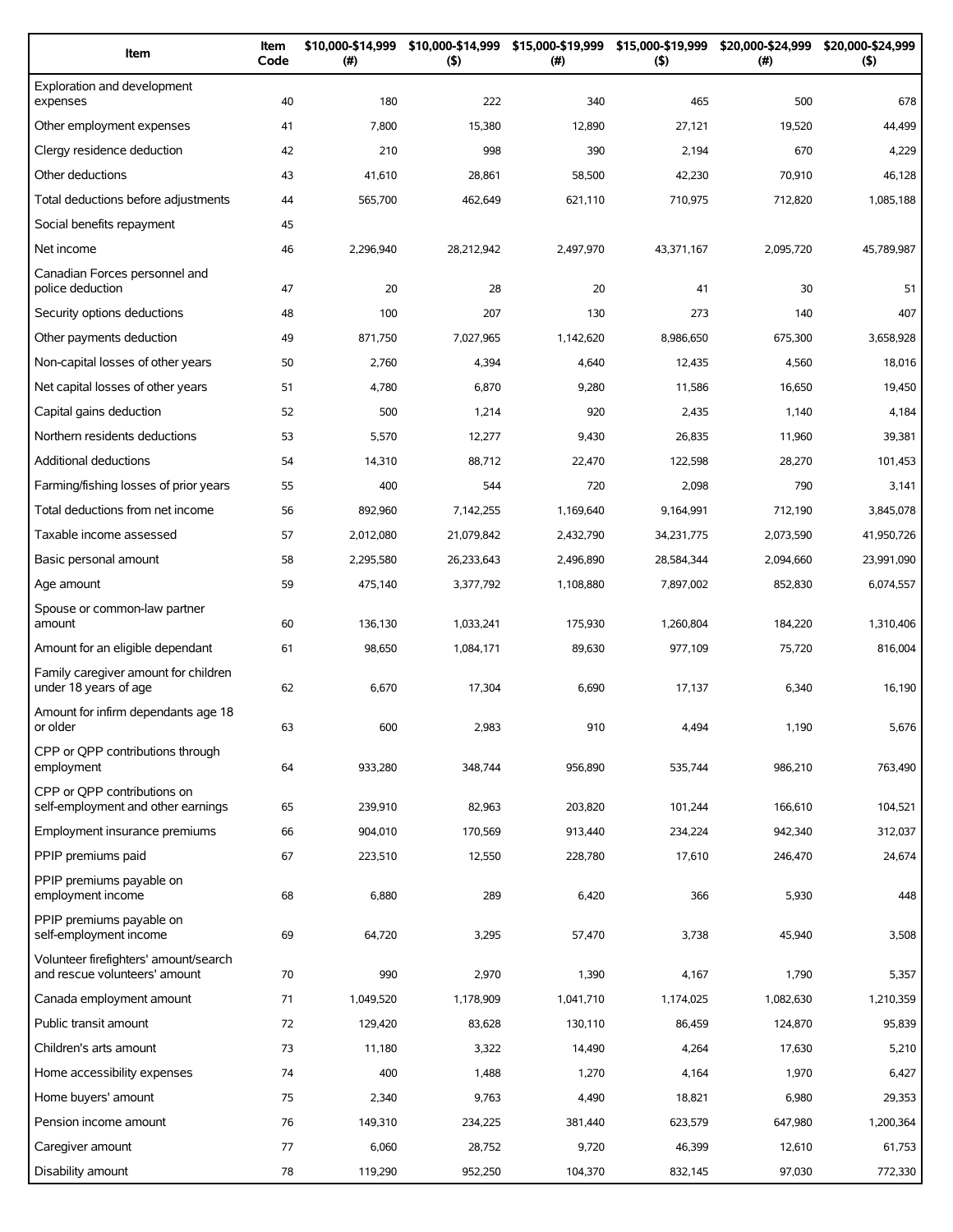| Item | Item Code | $10,000-$14,999 (#) | $10,000-$14,999 ($) | $15,000-$19,999 (#) | $15,000-$19,999 ($) | $20,000-$24,999 (#) | $20,000-$24,999 ($) |
|---|---|---|---|---|---|---|---|
| Exploration and development expenses | 40 | 180 | 222 | 340 | 465 | 500 | 678 |
| Other employment expenses | 41 | 7,800 | 15,380 | 12,890 | 27,121 | 19,520 | 44,499 |
| Clergy residence deduction | 42 | 210 | 998 | 390 | 2,194 | 670 | 4,229 |
| Other deductions | 43 | 41,610 | 28,861 | 58,500 | 42,230 | 70,910 | 46,128 |
| Total deductions before adjustments | 44 | 565,700 | 462,649 | 621,110 | 710,975 | 712,820 | 1,085,188 |
| Social benefits repayment | 45 | | | | | | |
| Net income | 46 | 2,296,940 | 28,212,942 | 2,497,970 | 43,371,167 | 2,095,720 | 45,789,987 |
| Canadian Forces personnel and police deduction | 47 | 20 | 28 | 20 | 41 | 30 | 51 |
| Security options deductions | 48 | 100 | 207 | 130 | 273 | 140 | 407 |
| Other payments deduction | 49 | 871,750 | 7,027,965 | 1,142,620 | 8,986,650 | 675,300 | 3,658,928 |
| Non-capital losses of other years | 50 | 2,760 | 4,394 | 4,640 | 12,435 | 4,560 | 18,016 |
| Net capital losses of other years | 51 | 4,780 | 6,870 | 9,280 | 11,586 | 16,650 | 19,450 |
| Capital gains deduction | 52 | 500 | 1,214 | 920 | 2,435 | 1,140 | 4,184 |
| Northern residents deductions | 53 | 5,570 | 12,277 | 9,430 | 26,835 | 11,960 | 39,381 |
| Additional deductions | 54 | 14,310 | 88,712 | 22,470 | 122,598 | 28,270 | 101,453 |
| Farming/fishing losses of prior years | 55 | 400 | 544 | 720 | 2,098 | 790 | 3,141 |
| Total deductions from net income | 56 | 892,960 | 7,142,255 | 1,169,640 | 9,164,991 | 712,190 | 3,845,078 |
| Taxable income assessed | 57 | 2,012,080 | 21,079,842 | 2,432,790 | 34,231,775 | 2,073,590 | 41,950,726 |
| Basic personal amount | 58 | 2,295,580 | 26,233,643 | 2,496,890 | 28,584,344 | 2,094,660 | 23,991,090 |
| Age amount | 59 | 475,140 | 3,377,792 | 1,108,880 | 7,897,002 | 852,830 | 6,074,557 |
| Spouse or common-law partner amount | 60 | 136,130 | 1,033,241 | 175,930 | 1,260,804 | 184,220 | 1,310,406 |
| Amount for an eligible dependant | 61 | 98,650 | 1,084,171 | 89,630 | 977,109 | 75,720 | 816,004 |
| Family caregiver amount for children under 18 years of age | 62 | 6,670 | 17,304 | 6,690 | 17,137 | 6,340 | 16,190 |
| Amount for infirm dependants age 18 or older | 63 | 600 | 2,983 | 910 | 4,494 | 1,190 | 5,676 |
| CPP or QPP contributions through employment | 64 | 933,280 | 348,744 | 956,890 | 535,744 | 986,210 | 763,490 |
| CPP or QPP contributions on self-employment and other earnings | 65 | 239,910 | 82,963 | 203,820 | 101,244 | 166,610 | 104,521 |
| Employment insurance premiums | 66 | 904,010 | 170,569 | 913,440 | 234,224 | 942,340 | 312,037 |
| PPIP premiums paid | 67 | 223,510 | 12,550 | 228,780 | 17,610 | 246,470 | 24,674 |
| PPIP premiums payable on employment income | 68 | 6,880 | 289 | 6,420 | 366 | 5,930 | 448 |
| PPIP premiums payable on self-employment income | 69 | 64,720 | 3,295 | 57,470 | 3,738 | 45,940 | 3,508 |
| Volunteer firefighters' amount/search and rescue volunteers' amount | 70 | 990 | 2,970 | 1,390 | 4,167 | 1,790 | 5,357 |
| Canada employment amount | 71 | 1,049,520 | 1,178,909 | 1,041,710 | 1,174,025 | 1,082,630 | 1,210,359 |
| Public transit amount | 72 | 129,420 | 83,628 | 130,110 | 86,459 | 124,870 | 95,839 |
| Children's arts amount | 73 | 11,180 | 3,322 | 14,490 | 4,264 | 17,630 | 5,210 |
| Home accessibility expenses | 74 | 400 | 1,488 | 1,270 | 4,164 | 1,970 | 6,427 |
| Home buyers' amount | 75 | 2,340 | 9,763 | 4,490 | 18,821 | 6,980 | 29,353 |
| Pension income amount | 76 | 149,310 | 234,225 | 381,440 | 623,579 | 647,980 | 1,200,364 |
| Caregiver amount | 77 | 6,060 | 28,752 | 9,720 | 46,399 | 12,610 | 61,753 |
| Disability amount | 78 | 119,290 | 952,250 | 104,370 | 832,145 | 97,030 | 772,330 |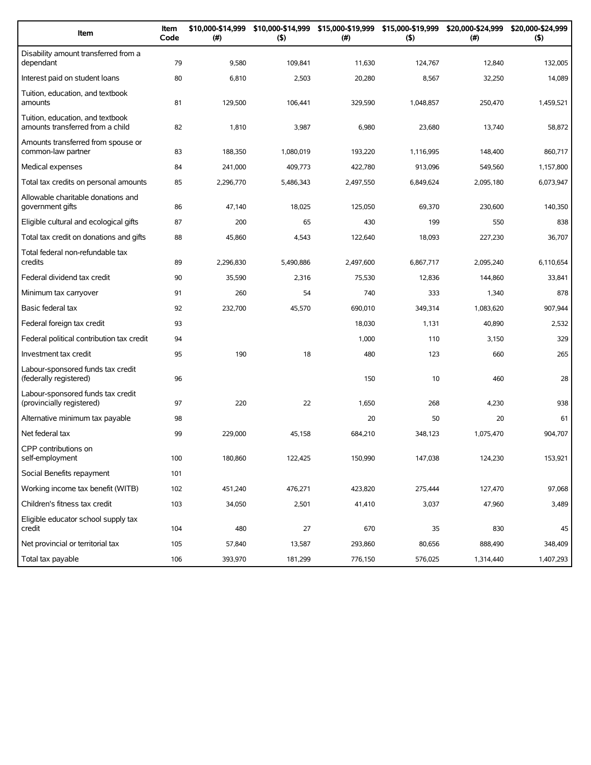| Item | Item Code | $10,000-$14,999 (#) | $10,000-$14,999 ($) | $15,000-$19,999 (#) | $15,000-$19,999 ($) | $20,000-$24,999 (#) | $20,000-$24,999 ($) |
|---|---|---|---|---|---|---|---|
| Disability amount transferred from a dependant | 79 | 9,580 | 109,841 | 11,630 | 124,767 | 12,840 | 132,005 |
| Interest paid on student loans | 80 | 6,810 | 2,503 | 20,280 | 8,567 | 32,250 | 14,089 |
| Tuition, education, and textbook amounts | 81 | 129,500 | 106,441 | 329,590 | 1,048,857 | 250,470 | 1,459,521 |
| Tuition, education, and textbook amounts transferred from a child | 82 | 1,810 | 3,987 | 6,980 | 23,680 | 13,740 | 58,872 |
| Amounts transferred from spouse or common-law partner | 83 | 188,350 | 1,080,019 | 193,220 | 1,116,995 | 148,400 | 860,717 |
| Medical expenses | 84 | 241,000 | 409,773 | 422,780 | 913,096 | 549,560 | 1,157,800 |
| Total tax credits on personal amounts | 85 | 2,296,770 | 5,486,343 | 2,497,550 | 6,849,624 | 2,095,180 | 6,073,947 |
| Allowable charitable donations and government gifts | 86 | 47,140 | 18,025 | 125,050 | 69,370 | 230,600 | 140,350 |
| Eligible cultural and ecological gifts | 87 | 200 | 65 | 430 | 199 | 550 | 838 |
| Total tax credit on donations and gifts | 88 | 45,860 | 4,543 | 122,640 | 18,093 | 227,230 | 36,707 |
| Total federal non-refundable tax credits | 89 | 2,296,830 | 5,490,886 | 2,497,600 | 6,867,717 | 2,095,240 | 6,110,654 |
| Federal dividend tax credit | 90 | 35,590 | 2,316 | 75,530 | 12,836 | 144,860 | 33,841 |
| Minimum tax carryover | 91 | 260 | 54 | 740 | 333 | 1,340 | 878 |
| Basic federal tax | 92 | 232,700 | 45,570 | 690,010 | 349,314 | 1,083,620 | 907,944 |
| Federal foreign tax credit | 93 | | | 18,030 | 1,131 | 40,890 | 2,532 |
| Federal political contribution tax credit | 94 | | | 1,000 | 110 | 3,150 | 329 |
| Investment tax credit | 95 | 190 | 18 | 480 | 123 | 660 | 265 |
| Labour-sponsored funds tax credit (federally registered) | 96 | | | 150 | 10 | 460 | 28 |
| Labour-sponsored funds tax credit (provincially registered) | 97 | 220 | 22 | 1,650 | 268 | 4,230 | 938 |
| Alternative minimum tax payable | 98 | | | 20 | 50 | 20 | 61 |
| Net federal tax | 99 | 229,000 | 45,158 | 684,210 | 348,123 | 1,075,470 | 904,707 |
| CPP contributions on self-employment | 100 | 180,860 | 122,425 | 150,990 | 147,038 | 124,230 | 153,921 |
| Social Benefits repayment | 101 | | | | | | |
| Working income tax benefit (WITB) | 102 | 451,240 | 476,271 | 423,820 | 275,444 | 127,470 | 97,068 |
| Children's fitness tax credit | 103 | 34,050 | 2,501 | 41,410 | 3,037 | 47,960 | 3,489 |
| Eligible educator school supply tax credit | 104 | 480 | 27 | 670 | 35 | 830 | 45 |
| Net provincial or territorial tax | 105 | 57,840 | 13,587 | 293,860 | 80,656 | 888,490 | 348,409 |
| Total tax payable | 106 | 393,970 | 181,299 | 776,150 | 576,025 | 1,314,440 | 1,407,293 |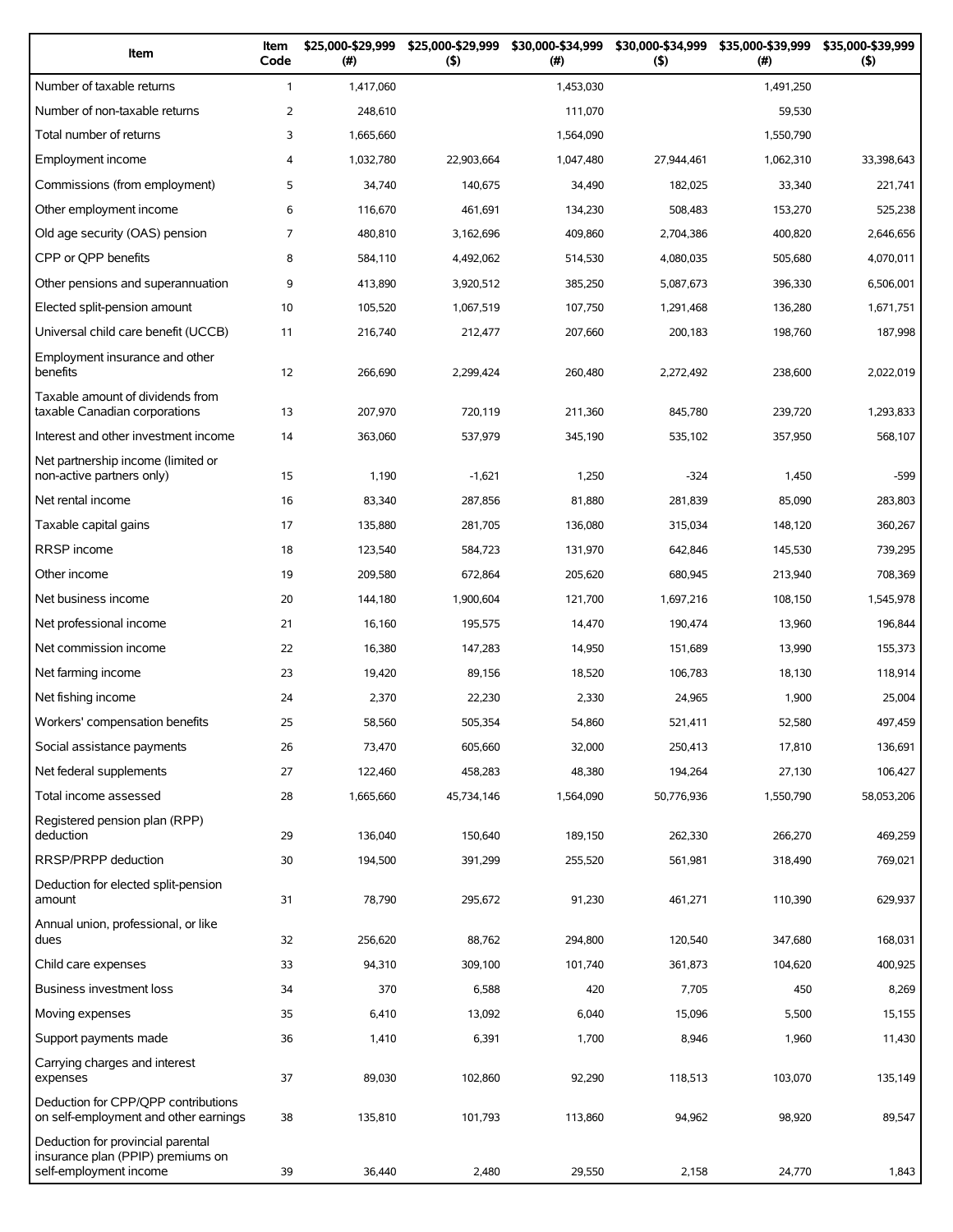| Item | Item Code | $25,000-$29,999 (#) | $25,000-$29,999 ($) | $30,000-$34,999 (#) | $30,000-$34,999 ($) | $35,000-$39,999 (#) | $35,000-$39,999 ($) |
|---|---|---|---|---|---|---|---|
| Number of taxable returns | 1 | 1,417,060 | | 1,453,030 | | 1,491,250 | |
| Number of non-taxable returns | 2 | 248,610 | | 111,070 | | 59,530 | |
| Total number of returns | 3 | 1,665,660 | | 1,564,090 | | 1,550,790 | |
| Employment income | 4 | 1,032,780 | 22,903,664 | 1,047,480 | 27,944,461 | 1,062,310 | 33,398,643 |
| Commissions (from employment) | 5 | 34,740 | 140,675 | 34,490 | 182,025 | 33,340 | 221,741 |
| Other employment income | 6 | 116,670 | 461,691 | 134,230 | 508,483 | 153,270 | 525,238 |
| Old age security (OAS) pension | 7 | 480,810 | 3,162,696 | 409,860 | 2,704,386 | 400,820 | 2,646,656 |
| CPP or QPP benefits | 8 | 584,110 | 4,492,062 | 514,530 | 4,080,035 | 505,680 | 4,070,011 |
| Other pensions and superannuation | 9 | 413,890 | 3,920,512 | 385,250 | 5,087,673 | 396,330 | 6,506,001 |
| Elected split-pension amount | 10 | 105,520 | 1,067,519 | 107,750 | 1,291,468 | 136,280 | 1,671,751 |
| Universal child care benefit (UCCB) | 11 | 216,740 | 212,477 | 207,660 | 200,183 | 198,760 | 187,998 |
| Employment insurance and other benefits | 12 | 266,690 | 2,299,424 | 260,480 | 2,272,492 | 238,600 | 2,022,019 |
| Taxable amount of dividends from taxable Canadian corporations | 13 | 207,970 | 720,119 | 211,360 | 845,780 | 239,720 | 1,293,833 |
| Interest and other investment income | 14 | 363,060 | 537,979 | 345,190 | 535,102 | 357,950 | 568,107 |
| Net partnership income (limited or non-active partners only) | 15 | 1,190 | -1,621 | 1,250 | -324 | 1,450 | -599 |
| Net rental income | 16 | 83,340 | 287,856 | 81,880 | 281,839 | 85,090 | 283,803 |
| Taxable capital gains | 17 | 135,880 | 281,705 | 136,080 | 315,034 | 148,120 | 360,267 |
| RRSP income | 18 | 123,540 | 584,723 | 131,970 | 642,846 | 145,530 | 739,295 |
| Other income | 19 | 209,580 | 672,864 | 205,620 | 680,945 | 213,940 | 708,369 |
| Net business income | 20 | 144,180 | 1,900,604 | 121,700 | 1,697,216 | 108,150 | 1,545,978 |
| Net professional income | 21 | 16,160 | 195,575 | 14,470 | 190,474 | 13,960 | 196,844 |
| Net commission income | 22 | 16,380 | 147,283 | 14,950 | 151,689 | 13,990 | 155,373 |
| Net farming income | 23 | 19,420 | 89,156 | 18,520 | 106,783 | 18,130 | 118,914 |
| Net fishing income | 24 | 2,370 | 22,230 | 2,330 | 24,965 | 1,900 | 25,004 |
| Workers' compensation benefits | 25 | 58,560 | 505,354 | 54,860 | 521,411 | 52,580 | 497,459 |
| Social assistance payments | 26 | 73,470 | 605,660 | 32,000 | 250,413 | 17,810 | 136,691 |
| Net federal supplements | 27 | 122,460 | 458,283 | 48,380 | 194,264 | 27,130 | 106,427 |
| Total income assessed | 28 | 1,665,660 | 45,734,146 | 1,564,090 | 50,776,936 | 1,550,790 | 58,053,206 |
| Registered pension plan (RPP) deduction | 29 | 136,040 | 150,640 | 189,150 | 262,330 | 266,270 | 469,259 |
| RRSP/PRPP deduction | 30 | 194,500 | 391,299 | 255,520 | 561,981 | 318,490 | 769,021 |
| Deduction for elected split-pension amount | 31 | 78,790 | 295,672 | 91,230 | 461,271 | 110,390 | 629,937 |
| Annual union, professional, or like dues | 32 | 256,620 | 88,762 | 294,800 | 120,540 | 347,680 | 168,031 |
| Child care expenses | 33 | 94,310 | 309,100 | 101,740 | 361,873 | 104,620 | 400,925 |
| Business investment loss | 34 | 370 | 6,588 | 420 | 7,705 | 450 | 8,269 |
| Moving expenses | 35 | 6,410 | 13,092 | 6,040 | 15,096 | 5,500 | 15,155 |
| Support payments made | 36 | 1,410 | 6,391 | 1,700 | 8,946 | 1,960 | 11,430 |
| Carrying charges and interest expenses | 37 | 89,030 | 102,860 | 92,290 | 118,513 | 103,070 | 135,149 |
| Deduction for CPP/QPP contributions on self-employment and other earnings | 38 | 135,810 | 101,793 | 113,860 | 94,962 | 98,920 | 89,547 |
| Deduction for provincial parental insurance plan (PPIP) premiums on self-employment income | 39 | 36,440 | 2,480 | 29,550 | 2,158 | 24,770 | 1,843 |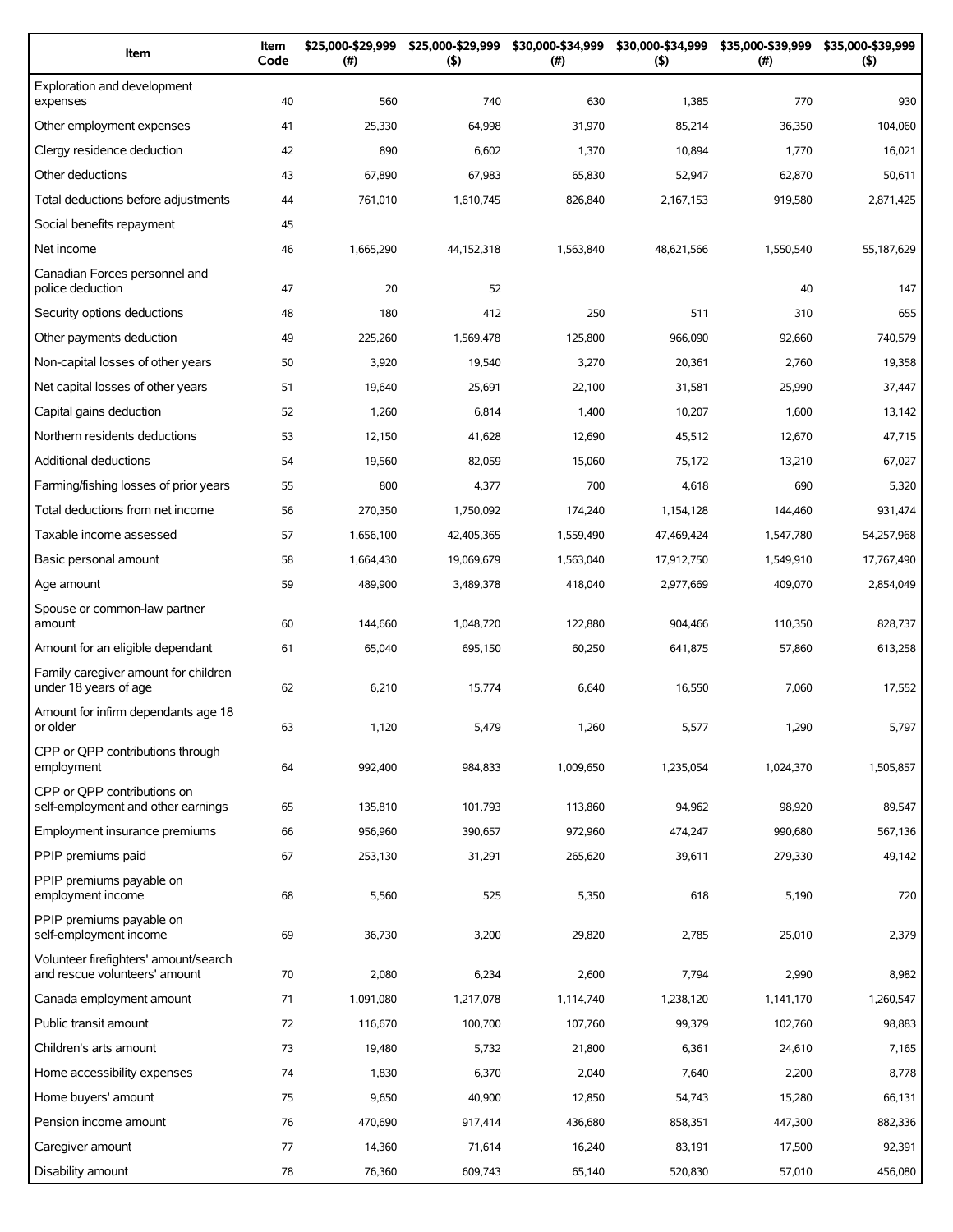| Item | Item Code | $25,000-$29,999 (#) | $25,000-$29,999 ($) | $30,000-$34,999 (#) | $30,000-$34,999 ($) | $35,000-$39,999 (#) | $35,000-$39,999 ($) |
|---|---|---|---|---|---|---|---|
| Exploration and development expenses | 40 | 560 | 740 | 630 | 1,385 | 770 | 930 |
| Other employment expenses | 41 | 25,330 | 64,998 | 31,970 | 85,214 | 36,350 | 104,060 |
| Clergy residence deduction | 42 | 890 | 6,602 | 1,370 | 10,894 | 1,770 | 16,021 |
| Other deductions | 43 | 67,890 | 67,983 | 65,830 | 52,947 | 62,870 | 50,611 |
| Total deductions before adjustments | 44 | 761,010 | 1,610,745 | 826,840 | 2,167,153 | 919,580 | 2,871,425 |
| Social benefits repayment | 45 | | | | | | |
| Net income | 46 | 1,665,290 | 44,152,318 | 1,563,840 | 48,621,566 | 1,550,540 | 55,187,629 |
| Canadian Forces personnel and police deduction | 47 | 20 | 52 | | | 40 | 147 |
| Security options deductions | 48 | 180 | 412 | 250 | 511 | 310 | 655 |
| Other payments deduction | 49 | 225,260 | 1,569,478 | 125,800 | 966,090 | 92,660 | 740,579 |
| Non-capital losses of other years | 50 | 3,920 | 19,540 | 3,270 | 20,361 | 2,760 | 19,358 |
| Net capital losses of other years | 51 | 19,640 | 25,691 | 22,100 | 31,581 | 25,990 | 37,447 |
| Capital gains deduction | 52 | 1,260 | 6,814 | 1,400 | 10,207 | 1,600 | 13,142 |
| Northern residents deductions | 53 | 12,150 | 41,628 | 12,690 | 45,512 | 12,670 | 47,715 |
| Additional deductions | 54 | 19,560 | 82,059 | 15,060 | 75,172 | 13,210 | 67,027 |
| Farming/fishing losses of prior years | 55 | 800 | 4,377 | 700 | 4,618 | 690 | 5,320 |
| Total deductions from net income | 56 | 270,350 | 1,750,092 | 174,240 | 1,154,128 | 144,460 | 931,474 |
| Taxable income assessed | 57 | 1,656,100 | 42,405,365 | 1,559,490 | 47,469,424 | 1,547,780 | 54,257,968 |
| Basic personal amount | 58 | 1,664,430 | 19,069,679 | 1,563,040 | 17,912,750 | 1,549,910 | 17,767,490 |
| Age amount | 59 | 489,900 | 3,489,378 | 418,040 | 2,977,669 | 409,070 | 2,854,049 |
| Spouse or common-law partner amount | 60 | 144,660 | 1,048,720 | 122,880 | 904,466 | 110,350 | 828,737 |
| Amount for an eligible dependant | 61 | 65,040 | 695,150 | 60,250 | 641,875 | 57,860 | 613,258 |
| Family caregiver amount for children under 18 years of age | 62 | 6,210 | 15,774 | 6,640 | 16,550 | 7,060 | 17,552 |
| Amount for infirm dependants age 18 or older | 63 | 1,120 | 5,479 | 1,260 | 5,577 | 1,290 | 5,797 |
| CPP or QPP contributions through employment | 64 | 992,400 | 984,833 | 1,009,650 | 1,235,054 | 1,024,370 | 1,505,857 |
| CPP or QPP contributions on self-employment and other earnings | 65 | 135,810 | 101,793 | 113,860 | 94,962 | 98,920 | 89,547 |
| Employment insurance premiums | 66 | 956,960 | 390,657 | 972,960 | 474,247 | 990,680 | 567,136 |
| PPIP premiums paid | 67 | 253,130 | 31,291 | 265,620 | 39,611 | 279,330 | 49,142 |
| PPIP premiums payable on employment income | 68 | 5,560 | 525 | 5,350 | 618 | 5,190 | 720 |
| PPIP premiums payable on self-employment income | 69 | 36,730 | 3,200 | 29,820 | 2,785 | 25,010 | 2,379 |
| Volunteer firefighters' amount/search and rescue volunteers' amount | 70 | 2,080 | 6,234 | 2,600 | 7,794 | 2,990 | 8,982 |
| Canada employment amount | 71 | 1,091,080 | 1,217,078 | 1,114,740 | 1,238,120 | 1,141,170 | 1,260,547 |
| Public transit amount | 72 | 116,670 | 100,700 | 107,760 | 99,379 | 102,760 | 98,883 |
| Children's arts amount | 73 | 19,480 | 5,732 | 21,800 | 6,361 | 24,610 | 7,165 |
| Home accessibility expenses | 74 | 1,830 | 6,370 | 2,040 | 7,640 | 2,200 | 8,778 |
| Home buyers' amount | 75 | 9,650 | 40,900 | 12,850 | 54,743 | 15,280 | 66,131 |
| Pension income amount | 76 | 470,690 | 917,414 | 436,680 | 858,351 | 447,300 | 882,336 |
| Caregiver amount | 77 | 14,360 | 71,614 | 16,240 | 83,191 | 17,500 | 92,391 |
| Disability amount | 78 | 76,360 | 609,743 | 65,140 | 520,830 | 57,010 | 456,080 |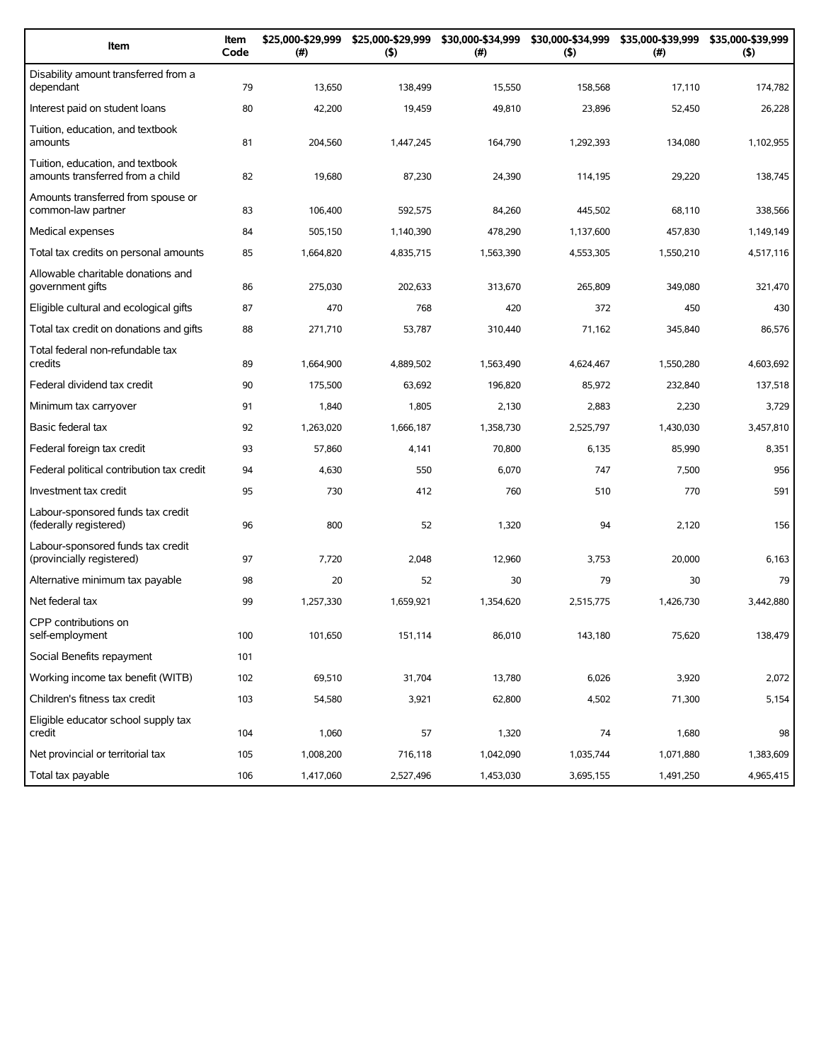| Item | Item Code | $25,000-$29,999 (#) | $25,000-$29,999 ($) | $30,000-$34,999 (#) | $30,000-$34,999 ($) | $35,000-$39,999 (#) | $35,000-$39,999 ($) |
|---|---|---|---|---|---|---|---|
| Disability amount transferred from a dependant | 79 | 13,650 | 138,499 | 15,550 | 158,568 | 17,110 | 174,782 |
| Interest paid on student loans | 80 | 42,200 | 19,459 | 49,810 | 23,896 | 52,450 | 26,228 |
| Tuition, education, and textbook amounts | 81 | 204,560 | 1,447,245 | 164,790 | 1,292,393 | 134,080 | 1,102,955 |
| Tuition, education, and textbook amounts transferred from a child | 82 | 19,680 | 87,230 | 24,390 | 114,195 | 29,220 | 138,745 |
| Amounts transferred from spouse or common-law partner | 83 | 106,400 | 592,575 | 84,260 | 445,502 | 68,110 | 338,566 |
| Medical expenses | 84 | 505,150 | 1,140,390 | 478,290 | 1,137,600 | 457,830 | 1,149,149 |
| Total tax credits on personal amounts | 85 | 1,664,820 | 4,835,715 | 1,563,390 | 4,553,305 | 1,550,210 | 4,517,116 |
| Allowable charitable donations and government gifts | 86 | 275,030 | 202,633 | 313,670 | 265,809 | 349,080 | 321,470 |
| Eligible cultural and ecological gifts | 87 | 470 | 768 | 420 | 372 | 450 | 430 |
| Total tax credit on donations and gifts | 88 | 271,710 | 53,787 | 310,440 | 71,162 | 345,840 | 86,576 |
| Total federal non-refundable tax credits | 89 | 1,664,900 | 4,889,502 | 1,563,490 | 4,624,467 | 1,550,280 | 4,603,692 |
| Federal dividend tax credit | 90 | 175,500 | 63,692 | 196,820 | 85,972 | 232,840 | 137,518 |
| Minimum tax carryover | 91 | 1,840 | 1,805 | 2,130 | 2,883 | 2,230 | 3,729 |
| Basic federal tax | 92 | 1,263,020 | 1,666,187 | 1,358,730 | 2,525,797 | 1,430,030 | 3,457,810 |
| Federal foreign tax credit | 93 | 57,860 | 4,141 | 70,800 | 6,135 | 85,990 | 8,351 |
| Federal political contribution tax credit | 94 | 4,630 | 550 | 6,070 | 747 | 7,500 | 956 |
| Investment tax credit | 95 | 730 | 412 | 760 | 510 | 770 | 591 |
| Labour-sponsored funds tax credit (federally registered) | 96 | 800 | 52 | 1,320 | 94 | 2,120 | 156 |
| Labour-sponsored funds tax credit (provincially registered) | 97 | 7,720 | 2,048 | 12,960 | 3,753 | 20,000 | 6,163 |
| Alternative minimum tax payable | 98 | 20 | 52 | 30 | 79 | 30 | 79 |
| Net federal tax | 99 | 1,257,330 | 1,659,921 | 1,354,620 | 2,515,775 | 1,426,730 | 3,442,880 |
| CPP contributions on self-employment | 100 | 101,650 | 151,114 | 86,010 | 143,180 | 75,620 | 138,479 |
| Social Benefits repayment | 101 | | | | | | |
| Working income tax benefit (WITB) | 102 | 69,510 | 31,704 | 13,780 | 6,026 | 3,920 | 2,072 |
| Children's fitness tax credit | 103 | 54,580 | 3,921 | 62,800 | 4,502 | 71,300 | 5,154 |
| Eligible educator school supply tax credit | 104 | 1,060 | 57 | 1,320 | 74 | 1,680 | 98 |
| Net provincial or territorial tax | 105 | 1,008,200 | 716,118 | 1,042,090 | 1,035,744 | 1,071,880 | 1,383,609 |
| Total tax payable | 106 | 1,417,060 | 2,527,496 | 1,453,030 | 3,695,155 | 1,491,250 | 4,965,415 |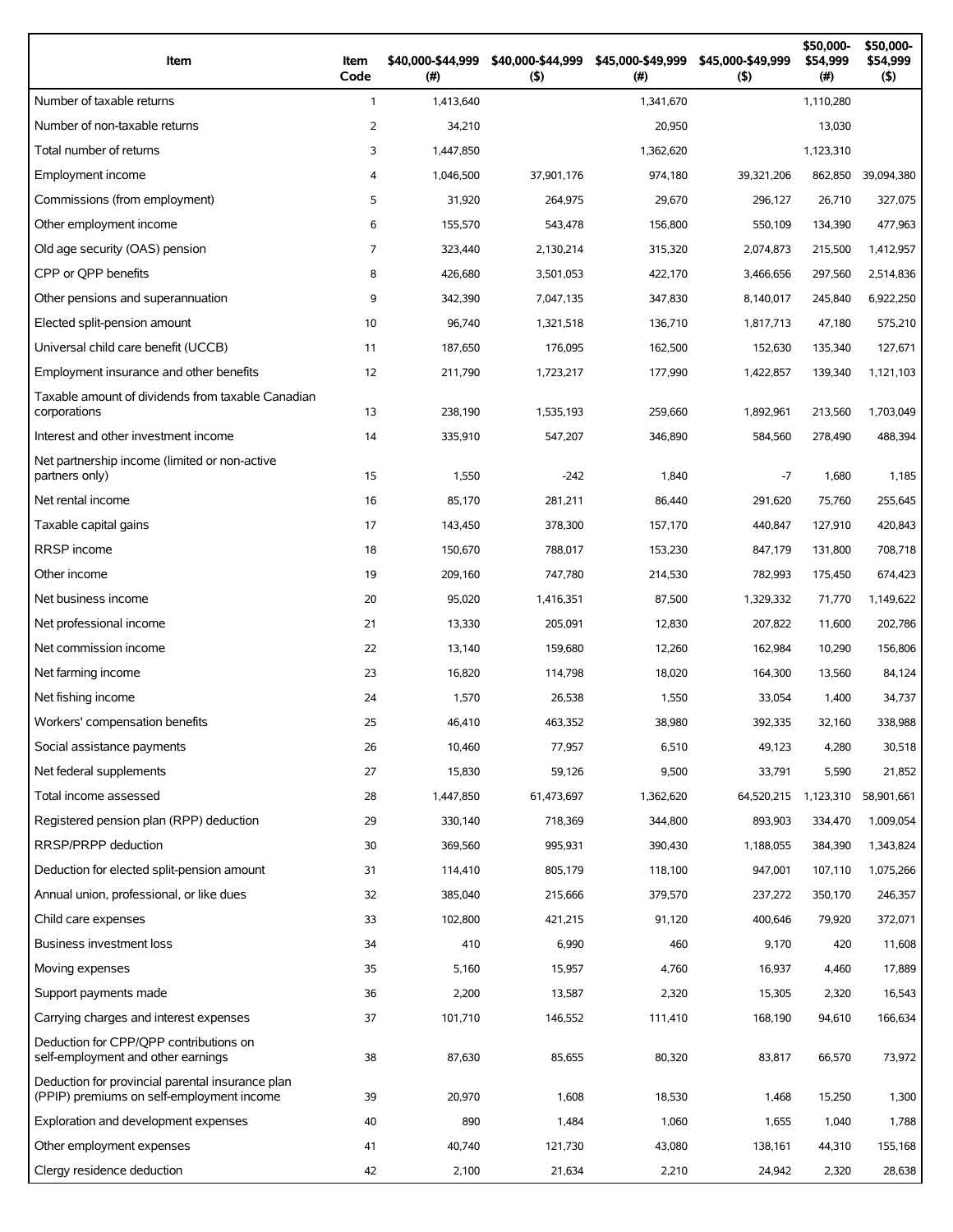| Item | Item Code | $40,000-$44,999 (#) | $40,000-$44,999 ($) | $45,000-$49,999 (#) | $45,000-$49,999 ($) | $50,000-$54,999 (#) | $50,000-$54,999 ($) |
|---|---|---|---|---|---|---|---|
| Number of taxable returns | 1 | 1,413,640 | | 1,341,670 | | 1,110,280 | |
| Number of non-taxable returns | 2 | 34,210 | | 20,950 | | 13,030 | |
| Total number of returns | 3 | 1,447,850 | | 1,362,620 | | 1,123,310 | |
| Employment income | 4 | 1,046,500 | 37,901,176 | 974,180 | 39,321,206 | 862,850 | 39,094,380 |
| Commissions (from employment) | 5 | 31,920 | 264,975 | 29,670 | 296,127 | 26,710 | 327,075 |
| Other employment income | 6 | 155,570 | 543,478 | 156,800 | 550,109 | 134,390 | 477,963 |
| Old age security (OAS) pension | 7 | 323,440 | 2,130,214 | 315,320 | 2,074,873 | 215,500 | 1,412,957 |
| CPP or QPP benefits | 8 | 426,680 | 3,501,053 | 422,170 | 3,466,656 | 297,560 | 2,514,836 |
| Other pensions and superannuation | 9 | 342,390 | 7,047,135 | 347,830 | 8,140,017 | 245,840 | 6,922,250 |
| Elected split-pension amount | 10 | 96,740 | 1,321,518 | 136,710 | 1,817,713 | 47,180 | 575,210 |
| Universal child care benefit (UCCB) | 11 | 187,650 | 176,095 | 162,500 | 152,630 | 135,340 | 127,671 |
| Employment insurance and other benefits | 12 | 211,790 | 1,723,217 | 177,990 | 1,422,857 | 139,340 | 1,121,103 |
| Taxable amount of dividends from taxable Canadian corporations | 13 | 238,190 | 1,535,193 | 259,660 | 1,892,961 | 213,560 | 1,703,049 |
| Interest and other investment income | 14 | 335,910 | 547,207 | 346,890 | 584,560 | 278,490 | 488,394 |
| Net partnership income (limited or non-active partners only) | 15 | 1,550 | -242 | 1,840 | -7 | 1,680 | 1,185 |
| Net rental income | 16 | 85,170 | 281,211 | 86,440 | 291,620 | 75,760 | 255,645 |
| Taxable capital gains | 17 | 143,450 | 378,300 | 157,170 | 440,847 | 127,910 | 420,843 |
| RRSP income | 18 | 150,670 | 788,017 | 153,230 | 847,179 | 131,800 | 708,718 |
| Other income | 19 | 209,160 | 747,780 | 214,530 | 782,993 | 175,450 | 674,423 |
| Net business income | 20 | 95,020 | 1,416,351 | 87,500 | 1,329,332 | 71,770 | 1,149,622 |
| Net professional income | 21 | 13,330 | 205,091 | 12,830 | 207,822 | 11,600 | 202,786 |
| Net commission income | 22 | 13,140 | 159,680 | 12,260 | 162,984 | 10,290 | 156,806 |
| Net farming income | 23 | 16,820 | 114,798 | 18,020 | 164,300 | 13,560 | 84,124 |
| Net fishing income | 24 | 1,570 | 26,538 | 1,550 | 33,054 | 1,400 | 34,737 |
| Workers' compensation benefits | 25 | 46,410 | 463,352 | 38,980 | 392,335 | 32,160 | 338,988 |
| Social assistance payments | 26 | 10,460 | 77,957 | 6,510 | 49,123 | 4,280 | 30,518 |
| Net federal supplements | 27 | 15,830 | 59,126 | 9,500 | 33,791 | 5,590 | 21,852 |
| Total income assessed | 28 | 1,447,850 | 61,473,697 | 1,362,620 | 64,520,215 | 1,123,310 | 58,901,661 |
| Registered pension plan (RPP) deduction | 29 | 330,140 | 718,369 | 344,800 | 893,903 | 334,470 | 1,009,054 |
| RRSP/PRPP deduction | 30 | 369,560 | 995,931 | 390,430 | 1,188,055 | 384,390 | 1,343,824 |
| Deduction for elected split-pension amount | 31 | 114,410 | 805,179 | 118,100 | 947,001 | 107,110 | 1,075,266 |
| Annual union, professional, or like dues | 32 | 385,040 | 215,666 | 379,570 | 237,272 | 350,170 | 246,357 |
| Child care expenses | 33 | 102,800 | 421,215 | 91,120 | 400,646 | 79,920 | 372,071 |
| Business investment loss | 34 | 410 | 6,990 | 460 | 9,170 | 420 | 11,608 |
| Moving expenses | 35 | 5,160 | 15,957 | 4,760 | 16,937 | 4,460 | 17,889 |
| Support payments made | 36 | 2,200 | 13,587 | 2,320 | 15,305 | 2,320 | 16,543 |
| Carrying charges and interest expenses | 37 | 101,710 | 146,552 | 111,410 | 168,190 | 94,610 | 166,634 |
| Deduction for CPP/QPP contributions on self-employment and other earnings | 38 | 87,630 | 85,655 | 80,320 | 83,817 | 66,570 | 73,972 |
| Deduction for provincial parental insurance plan (PPIP) premiums on self-employment income | 39 | 20,970 | 1,608 | 18,530 | 1,468 | 15,250 | 1,300 |
| Exploration and development expenses | 40 | 890 | 1,484 | 1,060 | 1,655 | 1,040 | 1,788 |
| Other employment expenses | 41 | 40,740 | 121,730 | 43,080 | 138,161 | 44,310 | 155,168 |
| Clergy residence deduction | 42 | 2,100 | 21,634 | 2,210 | 24,942 | 2,320 | 28,638 |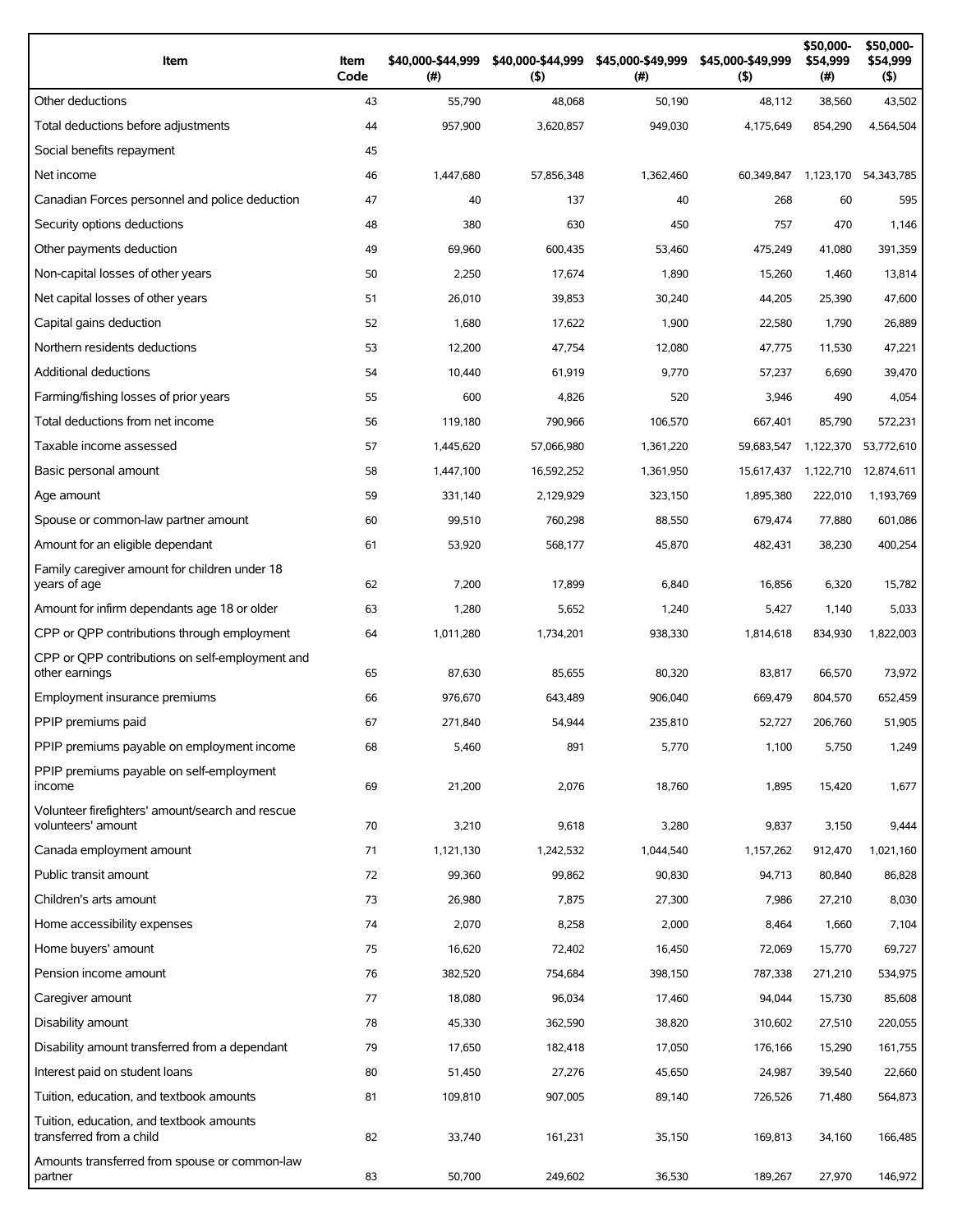| Item | Item Code | $40,000-$44,999 (#) | $40,000-$44,999 ($) | $45,000-$49,999 (#) | $45,000-$49,999 ($) | $50,000-$54,999 (#) | $50,000-$54,999 ($) |
|---|---|---|---|---|---|---|---|
| Other deductions | 43 | 55,790 | 48,068 | 50,190 | 48,112 | 38,560 | 43,502 |
| Total deductions before adjustments | 44 | 957,900 | 3,620,857 | 949,030 | 4,175,649 | 854,290 | 4,564,504 |
| Social benefits repayment | 45 | | | | | | |
| Net income | 46 | 1,447,680 | 57,856,348 | 1,362,460 | 60,349,847 | 1,123,170 | 54,343,785 |
| Canadian Forces personnel and police deduction | 47 | 40 | 137 | 40 | 268 | 60 | 595 |
| Security options deductions | 48 | 380 | 630 | 450 | 757 | 470 | 1,146 |
| Other payments deduction | 49 | 69,960 | 600,435 | 53,460 | 475,249 | 41,080 | 391,359 |
| Non-capital losses of other years | 50 | 2,250 | 17,674 | 1,890 | 15,260 | 1,460 | 13,814 |
| Net capital losses of other years | 51 | 26,010 | 39,853 | 30,240 | 44,205 | 25,390 | 47,600 |
| Capital gains deduction | 52 | 1,680 | 17,622 | 1,900 | 22,580 | 1,790 | 26,889 |
| Northern residents deductions | 53 | 12,200 | 47,754 | 12,080 | 47,775 | 11,530 | 47,221 |
| Additional deductions | 54 | 10,440 | 61,919 | 9,770 | 57,237 | 6,690 | 39,470 |
| Farming/fishing losses of prior years | 55 | 600 | 4,826 | 520 | 3,946 | 490 | 4,054 |
| Total deductions from net income | 56 | 119,180 | 790,966 | 106,570 | 667,401 | 85,790 | 572,231 |
| Taxable income assessed | 57 | 1,445,620 | 57,066,980 | 1,361,220 | 59,683,547 | 1,122,370 | 53,772,610 |
| Basic personal amount | 58 | 1,447,100 | 16,592,252 | 1,361,950 | 15,617,437 | 1,122,710 | 12,874,611 |
| Age amount | 59 | 331,140 | 2,129,929 | 323,150 | 1,895,380 | 222,010 | 1,193,769 |
| Spouse or common-law partner amount | 60 | 99,510 | 760,298 | 88,550 | 679,474 | 77,880 | 601,086 |
| Amount for an eligible dependant | 61 | 53,920 | 568,177 | 45,870 | 482,431 | 38,230 | 400,254 |
| Family caregiver amount for children under 18 years of age | 62 | 7,200 | 17,899 | 6,840 | 16,856 | 6,320 | 15,782 |
| Amount for infirm dependants age 18 or older | 63 | 1,280 | 5,652 | 1,240 | 5,427 | 1,140 | 5,033 |
| CPP or QPP contributions through employment | 64 | 1,011,280 | 1,734,201 | 938,330 | 1,814,618 | 834,930 | 1,822,003 |
| CPP or QPP contributions on self-employment and other earnings | 65 | 87,630 | 85,655 | 80,320 | 83,817 | 66,570 | 73,972 |
| Employment insurance premiums | 66 | 976,670 | 643,489 | 906,040 | 669,479 | 804,570 | 652,459 |
| PPIP premiums paid | 67 | 271,840 | 54,944 | 235,810 | 52,727 | 206,760 | 51,905 |
| PPIP premiums payable on employment income | 68 | 5,460 | 891 | 5,770 | 1,100 | 5,750 | 1,249 |
| PPIP premiums payable on self-employment income | 69 | 21,200 | 2,076 | 18,760 | 1,895 | 15,420 | 1,677 |
| Volunteer firefighters' amount/search and rescue volunteers' amount | 70 | 3,210 | 9,618 | 3,280 | 9,837 | 3,150 | 9,444 |
| Canada employment amount | 71 | 1,121,130 | 1,242,532 | 1,044,540 | 1,157,262 | 912,470 | 1,021,160 |
| Public transit amount | 72 | 99,360 | 99,862 | 90,830 | 94,713 | 80,840 | 86,828 |
| Children's arts amount | 73 | 26,980 | 7,875 | 27,300 | 7,986 | 27,210 | 8,030 |
| Home accessibility expenses | 74 | 2,070 | 8,258 | 2,000 | 8,464 | 1,660 | 7,104 |
| Home buyers' amount | 75 | 16,620 | 72,402 | 16,450 | 72,069 | 15,770 | 69,727 |
| Pension income amount | 76 | 382,520 | 754,684 | 398,150 | 787,338 | 271,210 | 534,975 |
| Caregiver amount | 77 | 18,080 | 96,034 | 17,460 | 94,044 | 15,730 | 85,608 |
| Disability amount | 78 | 45,330 | 362,590 | 38,820 | 310,602 | 27,510 | 220,055 |
| Disability amount transferred from a dependant | 79 | 17,650 | 182,418 | 17,050 | 176,166 | 15,290 | 161,755 |
| Interest paid on student loans | 80 | 51,450 | 27,276 | 45,650 | 24,987 | 39,540 | 22,660 |
| Tuition, education, and textbook amounts | 81 | 109,810 | 907,005 | 89,140 | 726,526 | 71,480 | 564,873 |
| Tuition, education, and textbook amounts transferred from a child | 82 | 33,740 | 161,231 | 35,150 | 169,813 | 34,160 | 166,485 |
| Amounts transferred from spouse or common-law partner | 83 | 50,700 | 249,602 | 36,530 | 189,267 | 27,970 | 146,972 |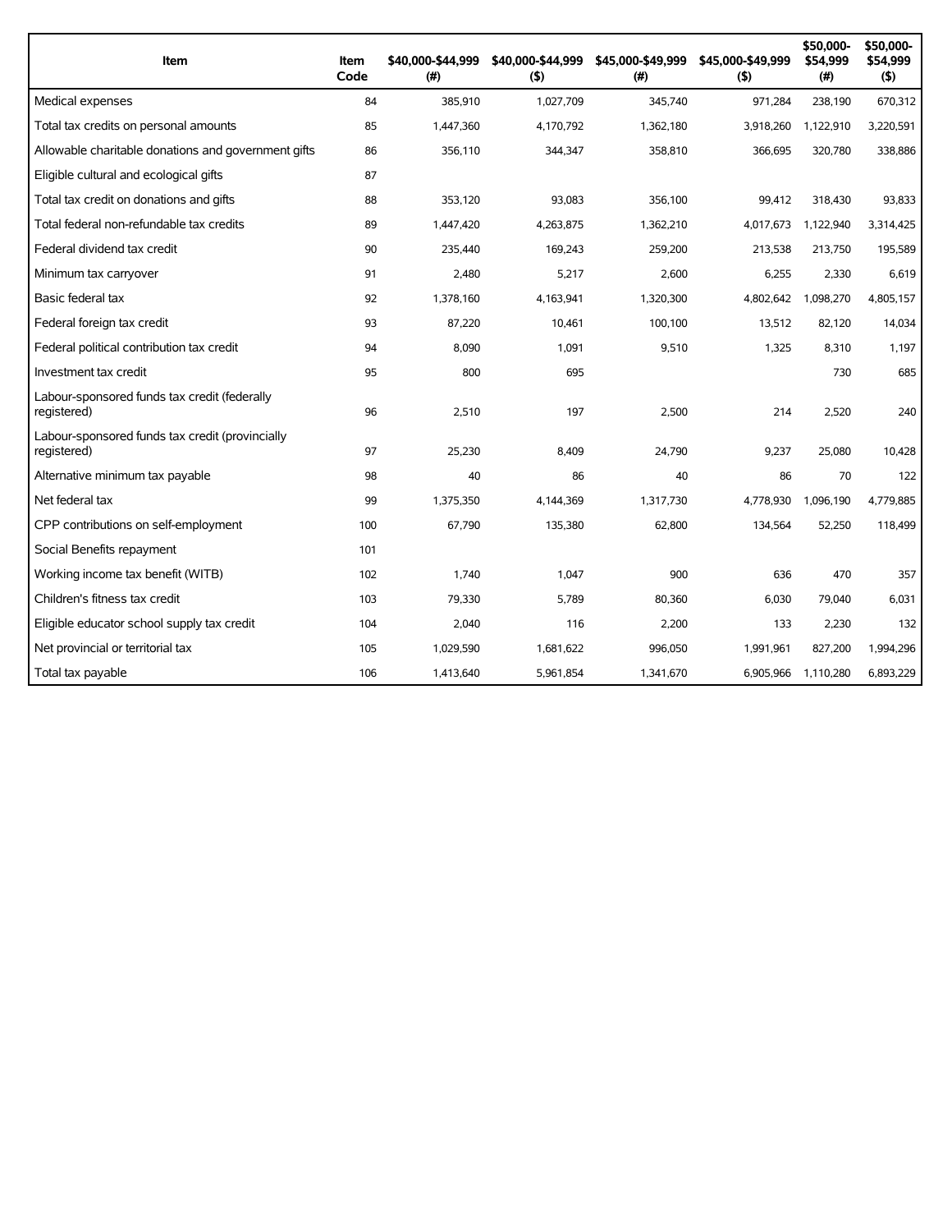| Item | Item Code | $40,000-$44,999 (#) | $40,000-$44,999 ($) | $45,000-$49,999 (#) | $45,000-$49,999 ($) | $50,000-$54,999 (#) | $50,000-$54,999 ($) |
|---|---|---|---|---|---|---|---|
| Medical expenses | 84 | 385,910 | 1,027,709 | 345,740 | 971,284 | 238,190 | 670,312 |
| Total tax credits on personal amounts | 85 | 1,447,360 | 4,170,792 | 1,362,180 | 3,918,260 | 1,122,910 | 3,220,591 |
| Allowable charitable donations and government gifts | 86 | 356,110 | 344,347 | 358,810 | 366,695 | 320,780 | 338,886 |
| Eligible cultural and ecological gifts | 87 | | | | | | |
| Total tax credit on donations and gifts | 88 | 353,120 | 93,083 | 356,100 | 99,412 | 318,430 | 93,833 |
| Total federal non-refundable tax credits | 89 | 1,447,420 | 4,263,875 | 1,362,210 | 4,017,673 | 1,122,940 | 3,314,425 |
| Federal dividend tax credit | 90 | 235,440 | 169,243 | 259,200 | 213,538 | 213,750 | 195,589 |
| Minimum tax carryover | 91 | 2,480 | 5,217 | 2,600 | 6,255 | 2,330 | 6,619 |
| Basic federal tax | 92 | 1,378,160 | 4,163,941 | 1,320,300 | 4,802,642 | 1,098,270 | 4,805,157 |
| Federal foreign tax credit | 93 | 87,220 | 10,461 | 100,100 | 13,512 | 82,120 | 14,034 |
| Federal political contribution tax credit | 94 | 8,090 | 1,091 | 9,510 | 1,325 | 8,310 | 1,197 |
| Investment tax credit | 95 | 800 | 695 | | | 730 | 685 |
| Labour-sponsored funds tax credit (federally registered) | 96 | 2,510 | 197 | 2,500 | 214 | 2,520 | 240 |
| Labour-sponsored funds tax credit (provincially registered) | 97 | 25,230 | 8,409 | 24,790 | 9,237 | 25,080 | 10,428 |
| Alternative minimum tax payable | 98 | 40 | 86 | 40 | 86 | 70 | 122 |
| Net federal tax | 99 | 1,375,350 | 4,144,369 | 1,317,730 | 4,778,930 | 1,096,190 | 4,779,885 |
| CPP contributions on self-employment | 100 | 67,790 | 135,380 | 62,800 | 134,564 | 52,250 | 118,499 |
| Social Benefits repayment | 101 | | | | | | |
| Working income tax benefit (WITB) | 102 | 1,740 | 1,047 | 900 | 636 | 470 | 357 |
| Children's fitness tax credit | 103 | 79,330 | 5,789 | 80,360 | 6,030 | 79,040 | 6,031 |
| Eligible educator school supply tax credit | 104 | 2,040 | 116 | 2,200 | 133 | 2,230 | 132 |
| Net provincial or territorial tax | 105 | 1,029,590 | 1,681,622 | 996,050 | 1,991,961 | 827,200 | 1,994,296 |
| Total tax payable | 106 | 1,413,640 | 5,961,854 | 1,341,670 | 6,905,966 | 1,110,280 | 6,893,229 |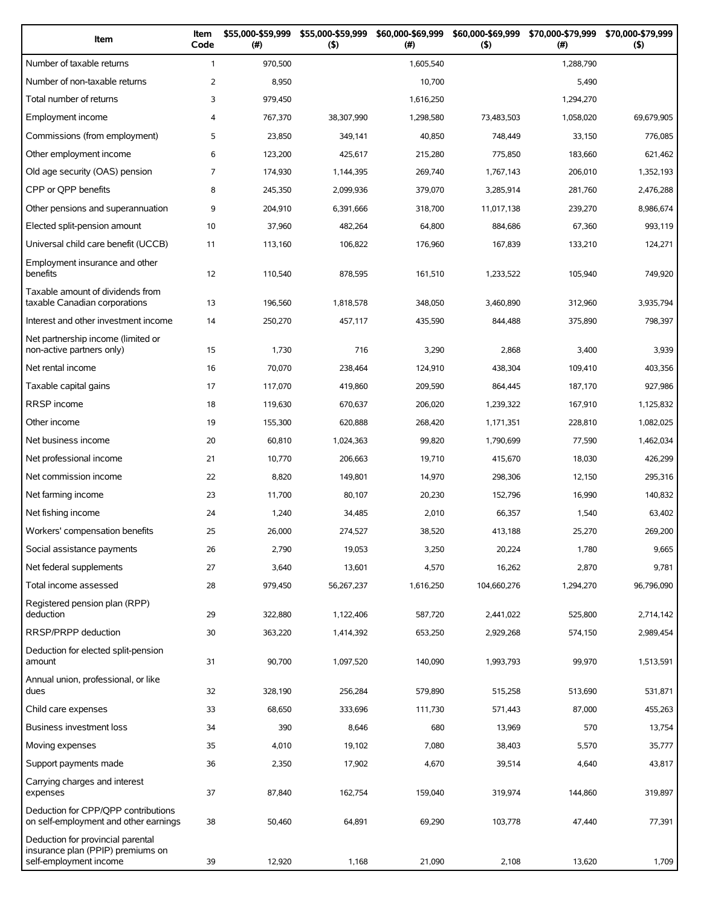| Item | Item Code | $55,000-$59,999 (#) | $55,000-$59,999 ($) | $60,000-$69,999 (#) | $60,000-$69,999 ($) | $70,000-$79,999 (#) | $70,000-$79,999 ($) |
|---|---|---|---|---|---|---|---|
| Number of taxable returns | 1 | 970,500 | | 1,605,540 | | 1,288,790 | |
| Number of non-taxable returns | 2 | 8,950 | | 10,700 | | 5,490 | |
| Total number of returns | 3 | 979,450 | | 1,616,250 | | 1,294,270 | |
| Employment income | 4 | 767,370 | 38,307,990 | 1,298,580 | 73,483,503 | 1,058,020 | 69,679,905 |
| Commissions (from employment) | 5 | 23,850 | 349,141 | 40,850 | 748,449 | 33,150 | 776,085 |
| Other employment income | 6 | 123,200 | 425,617 | 215,280 | 775,850 | 183,660 | 621,462 |
| Old age security (OAS) pension | 7 | 174,930 | 1,144,395 | 269,740 | 1,767,143 | 206,010 | 1,352,193 |
| CPP or QPP benefits | 8 | 245,350 | 2,099,936 | 379,070 | 3,285,914 | 281,760 | 2,476,288 |
| Other pensions and superannuation | 9 | 204,910 | 6,391,666 | 318,700 | 11,017,138 | 239,270 | 8,986,674 |
| Elected split-pension amount | 10 | 37,960 | 482,264 | 64,800 | 884,686 | 67,360 | 993,119 |
| Universal child care benefit (UCCB) | 11 | 113,160 | 106,822 | 176,960 | 167,839 | 133,210 | 124,271 |
| Employment insurance and other benefits | 12 | 110,540 | 878,595 | 161,510 | 1,233,522 | 105,940 | 749,920 |
| Taxable amount of dividends from taxable Canadian corporations | 13 | 196,560 | 1,818,578 | 348,050 | 3,460,890 | 312,960 | 3,935,794 |
| Interest and other investment income | 14 | 250,270 | 457,117 | 435,590 | 844,488 | 375,890 | 798,397 |
| Net partnership income (limited or non-active partners only) | 15 | 1,730 | 716 | 3,290 | 2,868 | 3,400 | 3,939 |
| Net rental income | 16 | 70,070 | 238,464 | 124,910 | 438,304 | 109,410 | 403,356 |
| Taxable capital gains | 17 | 117,070 | 419,860 | 209,590 | 864,445 | 187,170 | 927,986 |
| RRSP income | 18 | 119,630 | 670,637 | 206,020 | 1,239,322 | 167,910 | 1,125,832 |
| Other income | 19 | 155,300 | 620,888 | 268,420 | 1,171,351 | 228,810 | 1,082,025 |
| Net business income | 20 | 60,810 | 1,024,363 | 99,820 | 1,790,699 | 77,590 | 1,462,034 |
| Net professional income | 21 | 10,770 | 206,663 | 19,710 | 415,670 | 18,030 | 426,299 |
| Net commission income | 22 | 8,820 | 149,801 | 14,970 | 298,306 | 12,150 | 295,316 |
| Net farming income | 23 | 11,700 | 80,107 | 20,230 | 152,796 | 16,990 | 140,832 |
| Net fishing income | 24 | 1,240 | 34,485 | 2,010 | 66,357 | 1,540 | 63,402 |
| Workers' compensation benefits | 25 | 26,000 | 274,527 | 38,520 | 413,188 | 25,270 | 269,200 |
| Social assistance payments | 26 | 2,790 | 19,053 | 3,250 | 20,224 | 1,780 | 9,665 |
| Net federal supplements | 27 | 3,640 | 13,601 | 4,570 | 16,262 | 2,870 | 9,781 |
| Total income assessed | 28 | 979,450 | 56,267,237 | 1,616,250 | 104,660,276 | 1,294,270 | 96,796,090 |
| Registered pension plan (RPP) deduction | 29 | 322,880 | 1,122,406 | 587,720 | 2,441,022 | 525,800 | 2,714,142 |
| RRSP/PRPP deduction | 30 | 363,220 | 1,414,392 | 653,250 | 2,929,268 | 574,150 | 2,989,454 |
| Deduction for elected split-pension amount | 31 | 90,700 | 1,097,520 | 140,090 | 1,993,793 | 99,970 | 1,513,591 |
| Annual union, professional, or like dues | 32 | 328,190 | 256,284 | 579,890 | 515,258 | 513,690 | 531,871 |
| Child care expenses | 33 | 68,650 | 333,696 | 111,730 | 571,443 | 87,000 | 455,263 |
| Business investment loss | 34 | 390 | 8,646 | 680 | 13,969 | 570 | 13,754 |
| Moving expenses | 35 | 4,010 | 19,102 | 7,080 | 38,403 | 5,570 | 35,777 |
| Support payments made | 36 | 2,350 | 17,902 | 4,670 | 39,514 | 4,640 | 43,817 |
| Carrying charges and interest expenses | 37 | 87,840 | 162,754 | 159,040 | 319,974 | 144,860 | 319,897 |
| Deduction for CPP/QPP contributions on self-employment and other earnings | 38 | 50,460 | 64,891 | 69,290 | 103,778 | 47,440 | 77,391 |
| Deduction for provincial parental insurance plan (PPIP) premiums on self-employment income | 39 | 12,920 | 1,168 | 21,090 | 2,108 | 13,620 | 1,709 |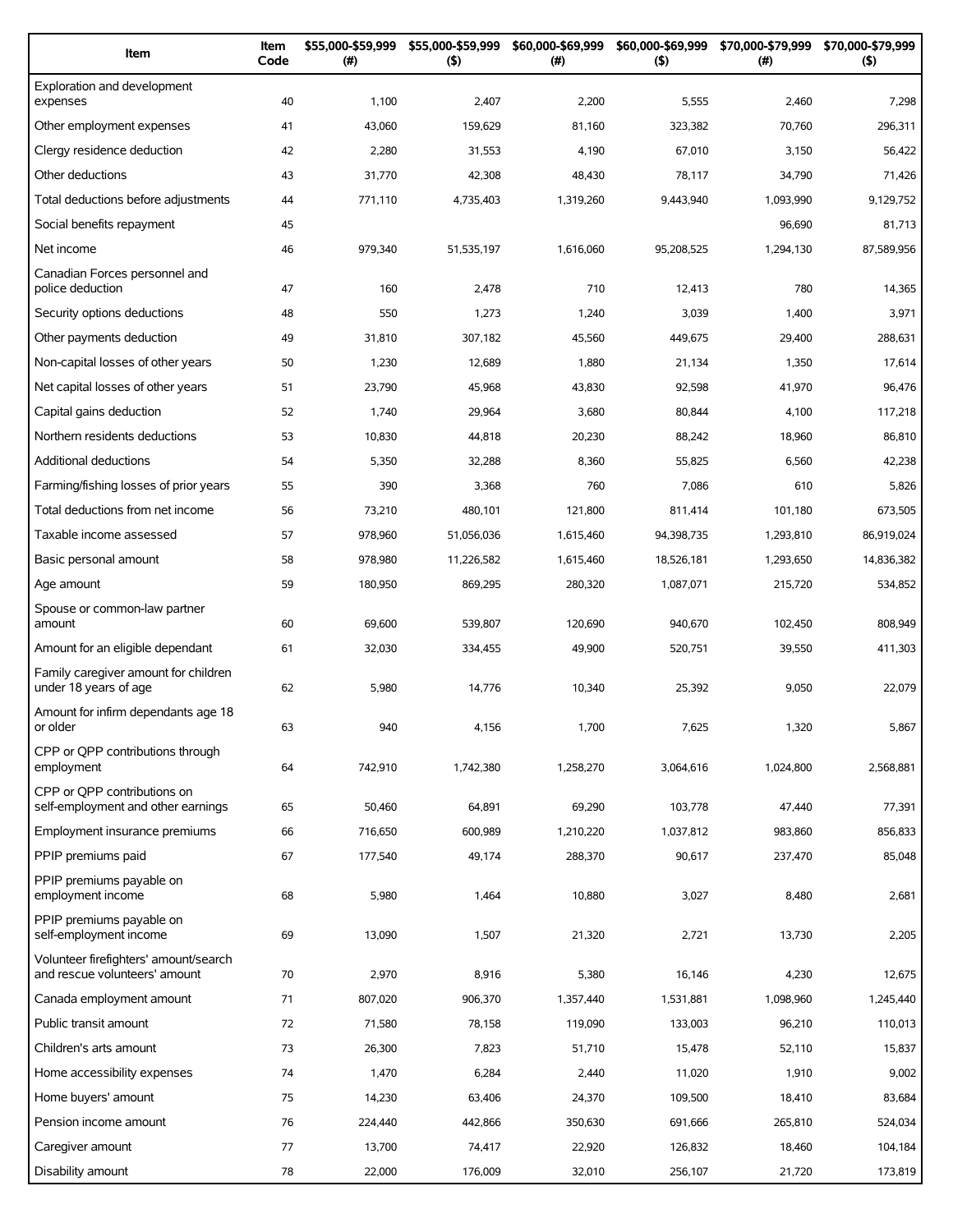| Item | Item Code | $55,000-$59,999 (#) | $55,000-$59,999 ($) | $60,000-$69,999 (#) | $60,000-$69,999 ($) | $70,000-$79,999 (#) | $70,000-$79,999 ($) |
|---|---|---|---|---|---|---|---|
| Exploration and development expenses | 40 | 1,100 | 2,407 | 2,200 | 5,555 | 2,460 | 7,298 |
| Other employment expenses | 41 | 43,060 | 159,629 | 81,160 | 323,382 | 70,760 | 296,311 |
| Clergy residence deduction | 42 | 2,280 | 31,553 | 4,190 | 67,010 | 3,150 | 56,422 |
| Other deductions | 43 | 31,770 | 42,308 | 48,430 | 78,117 | 34,790 | 71,426 |
| Total deductions before adjustments | 44 | 771,110 | 4,735,403 | 1,319,260 | 9,443,940 | 1,093,990 | 9,129,752 |
| Social benefits repayment | 45 | | | | | 96,690 | 81,713 |
| Net income | 46 | 979,340 | 51,535,197 | 1,616,060 | 95,208,525 | 1,294,130 | 87,589,956 |
| Canadian Forces personnel and police deduction | 47 | 160 | 2,478 | 710 | 12,413 | 780 | 14,365 |
| Security options deductions | 48 | 550 | 1,273 | 1,240 | 3,039 | 1,400 | 3,971 |
| Other payments deduction | 49 | 31,810 | 307,182 | 45,560 | 449,675 | 29,400 | 288,631 |
| Non-capital losses of other years | 50 | 1,230 | 12,689 | 1,880 | 21,134 | 1,350 | 17,614 |
| Net capital losses of other years | 51 | 23,790 | 45,968 | 43,830 | 92,598 | 41,970 | 96,476 |
| Capital gains deduction | 52 | 1,740 | 29,964 | 3,680 | 80,844 | 4,100 | 117,218 |
| Northern residents deductions | 53 | 10,830 | 44,818 | 20,230 | 88,242 | 18,960 | 86,810 |
| Additional deductions | 54 | 5,350 | 32,288 | 8,360 | 55,825 | 6,560 | 42,238 |
| Farming/fishing losses of prior years | 55 | 390 | 3,368 | 760 | 7,086 | 610 | 5,826 |
| Total deductions from net income | 56 | 73,210 | 480,101 | 121,800 | 811,414 | 101,180 | 673,505 |
| Taxable income assessed | 57 | 978,960 | 51,056,036 | 1,615,460 | 94,398,735 | 1,293,810 | 86,919,024 |
| Basic personal amount | 58 | 978,980 | 11,226,582 | 1,615,460 | 18,526,181 | 1,293,650 | 14,836,382 |
| Age amount | 59 | 180,950 | 869,295 | 280,320 | 1,087,071 | 215,720 | 534,852 |
| Spouse or common-law partner amount | 60 | 69,600 | 539,807 | 120,690 | 940,670 | 102,450 | 808,949 |
| Amount for an eligible dependant | 61 | 32,030 | 334,455 | 49,900 | 520,751 | 39,550 | 411,303 |
| Family caregiver amount for children under 18 years of age | 62 | 5,980 | 14,776 | 10,340 | 25,392 | 9,050 | 22,079 |
| Amount for infirm dependants age 18 or older | 63 | 940 | 4,156 | 1,700 | 7,625 | 1,320 | 5,867 |
| CPP or QPP contributions through employment | 64 | 742,910 | 1,742,380 | 1,258,270 | 3,064,616 | 1,024,800 | 2,568,881 |
| CPP or QPP contributions on self-employment and other earnings | 65 | 50,460 | 64,891 | 69,290 | 103,778 | 47,440 | 77,391 |
| Employment insurance premiums | 66 | 716,650 | 600,989 | 1,210,220 | 1,037,812 | 983,860 | 856,833 |
| PPIP premiums paid | 67 | 177,540 | 49,174 | 288,370 | 90,617 | 237,470 | 85,048 |
| PPIP premiums payable on employment income | 68 | 5,980 | 1,464 | 10,880 | 3,027 | 8,480 | 2,681 |
| PPIP premiums payable on self-employment income | 69 | 13,090 | 1,507 | 21,320 | 2,721 | 13,730 | 2,205 |
| Volunteer firefighters' amount/search and rescue volunteers' amount | 70 | 2,970 | 8,916 | 5,380 | 16,146 | 4,230 | 12,675 |
| Canada employment amount | 71 | 807,020 | 906,370 | 1,357,440 | 1,531,881 | 1,098,960 | 1,245,440 |
| Public transit amount | 72 | 71,580 | 78,158 | 119,090 | 133,003 | 96,210 | 110,013 |
| Children's arts amount | 73 | 26,300 | 7,823 | 51,710 | 15,478 | 52,110 | 15,837 |
| Home accessibility expenses | 74 | 1,470 | 6,284 | 2,440 | 11,020 | 1,910 | 9,002 |
| Home buyers' amount | 75 | 14,230 | 63,406 | 24,370 | 109,500 | 18,410 | 83,684 |
| Pension income amount | 76 | 224,440 | 442,866 | 350,630 | 691,666 | 265,810 | 524,034 |
| Caregiver amount | 77 | 13,700 | 74,417 | 22,920 | 126,832 | 18,460 | 104,184 |
| Disability amount | 78 | 22,000 | 176,009 | 32,010 | 256,107 | 21,720 | 173,819 |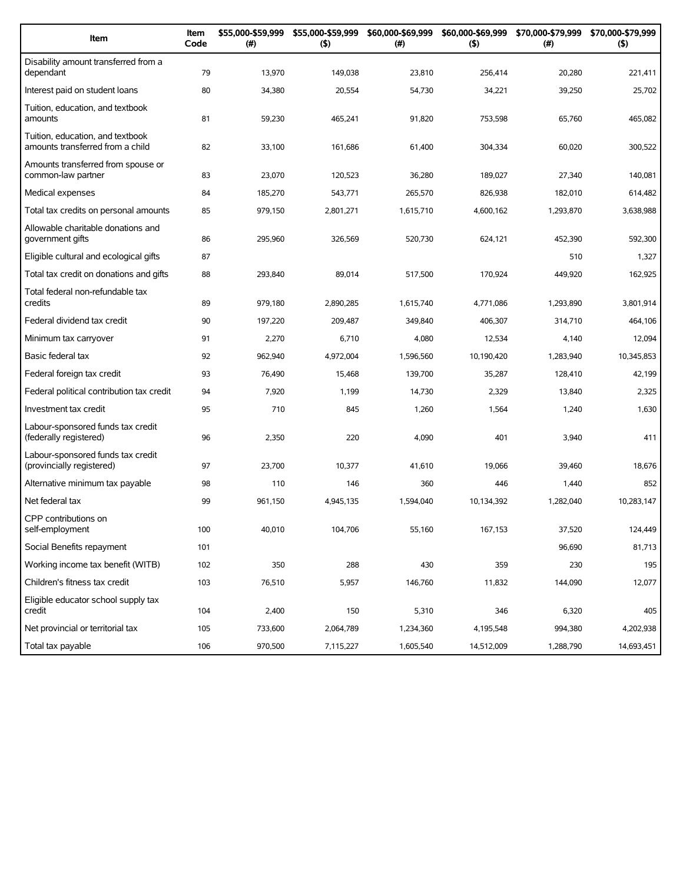| Item | Item Code | $55,000-$59,999 (#) | $55,000-$59,999 ($) | $60,000-$69,999 (#) | $60,000-$69,999 ($) | $70,000-$79,999 (#) | $70,000-$79,999 ($) |
|---|---|---|---|---|---|---|---|
| Disability amount transferred from a dependant | 79 | 13,970 | 149,038 | 23,810 | 256,414 | 20,280 | 221,411 |
| Interest paid on student loans | 80 | 34,380 | 20,554 | 54,730 | 34,221 | 39,250 | 25,702 |
| Tuition, education, and textbook amounts | 81 | 59,230 | 465,241 | 91,820 | 753,598 | 65,760 | 465,082 |
| Tuition, education, and textbook amounts transferred from a child | 82 | 33,100 | 161,686 | 61,400 | 304,334 | 60,020 | 300,522 |
| Amounts transferred from spouse or common-law partner | 83 | 23,070 | 120,523 | 36,280 | 189,027 | 27,340 | 140,081 |
| Medical expenses | 84 | 185,270 | 543,771 | 265,570 | 826,938 | 182,010 | 614,482 |
| Total tax credits on personal amounts | 85 | 979,150 | 2,801,271 | 1,615,710 | 4,600,162 | 1,293,870 | 3,638,988 |
| Allowable charitable donations and government gifts | 86 | 295,960 | 326,569 | 520,730 | 624,121 | 452,390 | 592,300 |
| Eligible cultural and ecological gifts | 87 | | | | | 510 | 1,327 |
| Total tax credit on donations and gifts | 88 | 293,840 | 89,014 | 517,500 | 170,924 | 449,920 | 162,925 |
| Total federal non-refundable tax credits | 89 | 979,180 | 2,890,285 | 1,615,740 | 4,771,086 | 1,293,890 | 3,801,914 |
| Federal dividend tax credit | 90 | 197,220 | 209,487 | 349,840 | 406,307 | 314,710 | 464,106 |
| Minimum tax carryover | 91 | 2,270 | 6,710 | 4,080 | 12,534 | 4,140 | 12,094 |
| Basic federal tax | 92 | 962,940 | 4,972,004 | 1,596,560 | 10,190,420 | 1,283,940 | 10,345,853 |
| Federal foreign tax credit | 93 | 76,490 | 15,468 | 139,700 | 35,287 | 128,410 | 42,199 |
| Federal political contribution tax credit | 94 | 7,920 | 1,199 | 14,730 | 2,329 | 13,840 | 2,325 |
| Investment tax credit | 95 | 710 | 845 | 1,260 | 1,564 | 1,240 | 1,630 |
| Labour-sponsored funds tax credit (federally registered) | 96 | 2,350 | 220 | 4,090 | 401 | 3,940 | 411 |
| Labour-sponsored funds tax credit (provincially registered) | 97 | 23,700 | 10,377 | 41,610 | 19,066 | 39,460 | 18,676 |
| Alternative minimum tax payable | 98 | 110 | 146 | 360 | 446 | 1,440 | 852 |
| Net federal tax | 99 | 961,150 | 4,945,135 | 1,594,040 | 10,134,392 | 1,282,040 | 10,283,147 |
| CPP contributions on self-employment | 100 | 40,010 | 104,706 | 55,160 | 167,153 | 37,520 | 124,449 |
| Social Benefits repayment | 101 | | | | | 96,690 | 81,713 |
| Working income tax benefit (WITB) | 102 | 350 | 288 | 430 | 359 | 230 | 195 |
| Children's fitness tax credit | 103 | 76,510 | 5,957 | 146,760 | 11,832 | 144,090 | 12,077 |
| Eligible educator school supply tax credit | 104 | 2,400 | 150 | 5,310 | 346 | 6,320 | 405 |
| Net provincial or territorial tax | 105 | 733,600 | 2,064,789 | 1,234,360 | 4,195,548 | 994,380 | 4,202,938 |
| Total tax payable | 106 | 970,500 | 7,115,227 | 1,605,540 | 14,512,009 | 1,288,790 | 14,693,451 |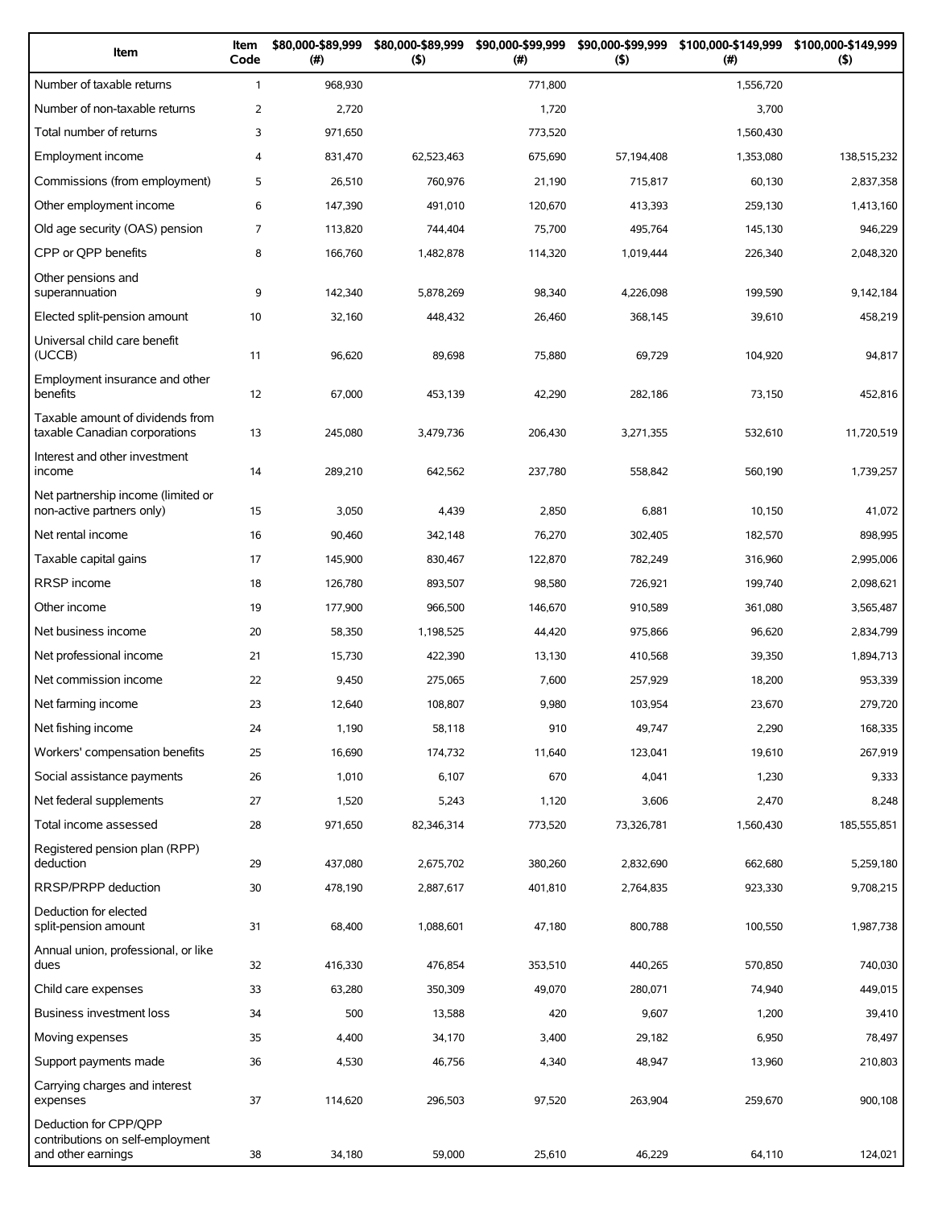| Item | Item Code | $80,000-$89,999 (#) | $80,000-$89,999 ($) | $90,000-$99,999 (#) | $90,000-$99,999 ($) | $100,000-$149,999 (#) | $100,000-$149,999 ($) |
|---|---|---|---|---|---|---|---|
| Number of taxable returns | 1 | 968,930 | | 771,800 | | 1,556,720 | |
| Number of non-taxable returns | 2 | 2,720 | | 1,720 | | 3,700 | |
| Total number of returns | 3 | 971,650 | | 773,520 | | 1,560,430 | |
| Employment income | 4 | 831,470 | 62,523,463 | 675,690 | 57,194,408 | 1,353,080 | 138,515,232 |
| Commissions (from employment) | 5 | 26,510 | 760,976 | 21,190 | 715,817 | 60,130 | 2,837,358 |
| Other employment income | 6 | 147,390 | 491,010 | 120,670 | 413,393 | 259,130 | 1,413,160 |
| Old age security (OAS) pension | 7 | 113,820 | 744,404 | 75,700 | 495,764 | 145,130 | 946,229 |
| CPP or QPP benefits | 8 | 166,760 | 1,482,878 | 114,320 | 1,019,444 | 226,340 | 2,048,320 |
| Other pensions and superannuation | 9 | 142,340 | 5,878,269 | 98,340 | 4,226,098 | 199,590 | 9,142,184 |
| Elected split-pension amount | 10 | 32,160 | 448,432 | 26,460 | 368,145 | 39,610 | 458,219 |
| Universal child care benefit (UCCB) | 11 | 96,620 | 89,698 | 75,880 | 69,729 | 104,920 | 94,817 |
| Employment insurance and other benefits | 12 | 67,000 | 453,139 | 42,290 | 282,186 | 73,150 | 452,816 |
| Taxable amount of dividends from taxable Canadian corporations | 13 | 245,080 | 3,479,736 | 206,430 | 3,271,355 | 532,610 | 11,720,519 |
| Interest and other investment income | 14 | 289,210 | 642,562 | 237,780 | 558,842 | 560,190 | 1,739,257 |
| Net partnership income (limited or non-active partners only) | 15 | 3,050 | 4,439 | 2,850 | 6,881 | 10,150 | 41,072 |
| Net rental income | 16 | 90,460 | 342,148 | 76,270 | 302,405 | 182,570 | 898,995 |
| Taxable capital gains | 17 | 145,900 | 830,467 | 122,870 | 782,249 | 316,960 | 2,995,006 |
| RRSP income | 18 | 126,780 | 893,507 | 98,580 | 726,921 | 199,740 | 2,098,621 |
| Other income | 19 | 177,900 | 966,500 | 146,670 | 910,589 | 361,080 | 3,565,487 |
| Net business income | 20 | 58,350 | 1,198,525 | 44,420 | 975,866 | 96,620 | 2,834,799 |
| Net professional income | 21 | 15,730 | 422,390 | 13,130 | 410,568 | 39,350 | 1,894,713 |
| Net commission income | 22 | 9,450 | 275,065 | 7,600 | 257,929 | 18,200 | 953,339 |
| Net farming income | 23 | 12,640 | 108,807 | 9,980 | 103,954 | 23,670 | 279,720 |
| Net fishing income | 24 | 1,190 | 58,118 | 910 | 49,747 | 2,290 | 168,335 |
| Workers' compensation benefits | 25 | 16,690 | 174,732 | 11,640 | 123,041 | 19,610 | 267,919 |
| Social assistance payments | 26 | 1,010 | 6,107 | 670 | 4,041 | 1,230 | 9,333 |
| Net federal supplements | 27 | 1,520 | 5,243 | 1,120 | 3,606 | 2,470 | 8,248 |
| Total income assessed | 28 | 971,650 | 82,346,314 | 773,520 | 73,326,781 | 1,560,430 | 185,555,851 |
| Registered pension plan (RPP) deduction | 29 | 437,080 | 2,675,702 | 380,260 | 2,832,690 | 662,680 | 5,259,180 |
| RRSP/PRPP deduction | 30 | 478,190 | 2,887,617 | 401,810 | 2,764,835 | 923,330 | 9,708,215 |
| Deduction for elected split-pension amount | 31 | 68,400 | 1,088,601 | 47,180 | 800,788 | 100,550 | 1,987,738 |
| Annual union, professional, or like dues | 32 | 416,330 | 476,854 | 353,510 | 440,265 | 570,850 | 740,030 |
| Child care expenses | 33 | 63,280 | 350,309 | 49,070 | 280,071 | 74,940 | 449,015 |
| Business investment loss | 34 | 500 | 13,588 | 420 | 9,607 | 1,200 | 39,410 |
| Moving expenses | 35 | 4,400 | 34,170 | 3,400 | 29,182 | 6,950 | 78,497 |
| Support payments made | 36 | 4,530 | 46,756 | 4,340 | 48,947 | 13,960 | 210,803 |
| Carrying charges and interest expenses | 37 | 114,620 | 296,503 | 97,520 | 263,904 | 259,670 | 900,108 |
| Deduction for CPP/QPP contributions on self-employment and other earnings | 38 | 34,180 | 59,000 | 25,610 | 46,229 | 64,110 | 124,021 |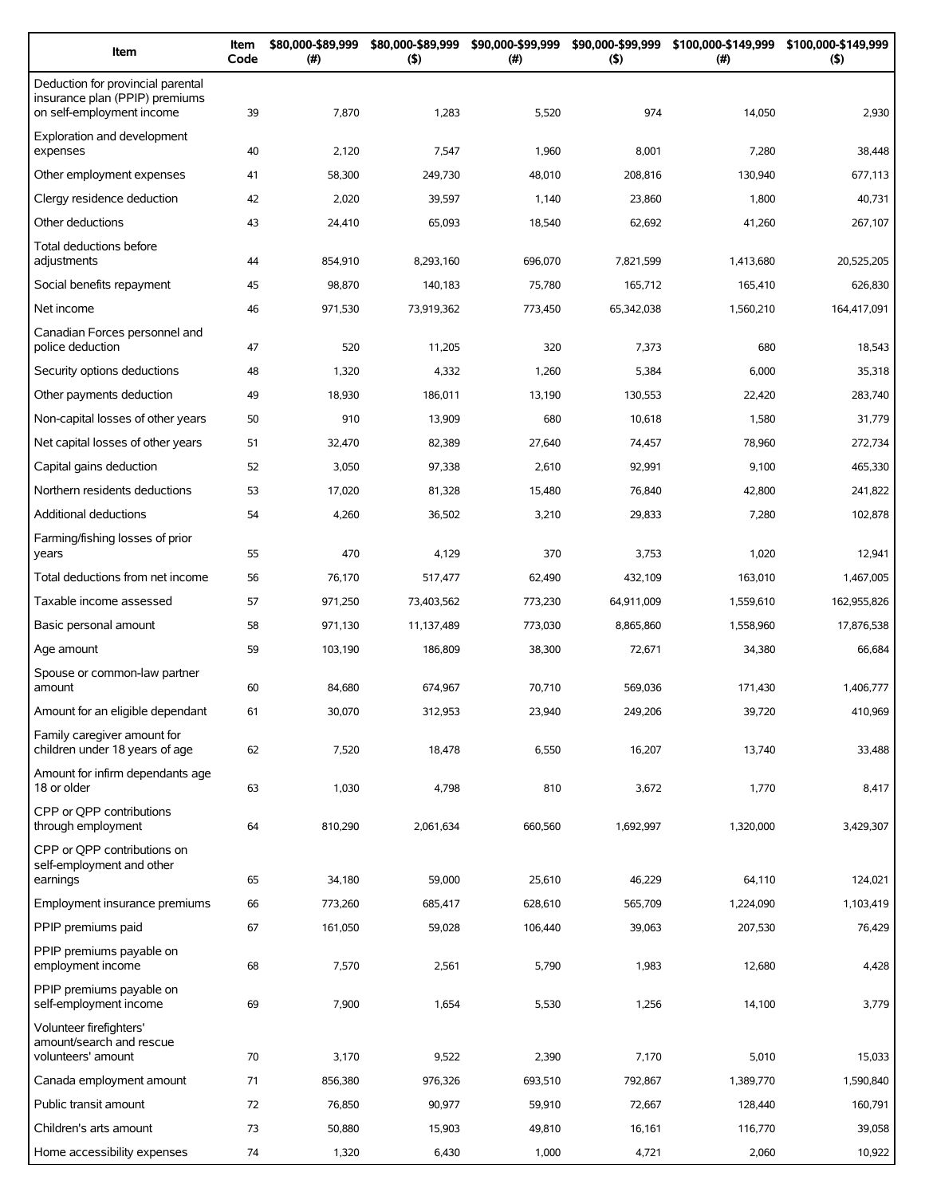| Item | Item Code | $80,000-$89,999 (#) | $80,000-$89,999 ($) | $90,000-$99,999 (#) | $90,000-$99,999 ($) | $100,000-$149,999 (#) | $100,000-$149,999 ($) |
|---|---|---|---|---|---|---|---|
| Deduction for provincial parental insurance plan (PPIP) premiums on self-employment income | 39 | 7,870 | 1,283 | 5,520 | 974 | 14,050 | 2,930 |
| Exploration and development expenses | 40 | 2,120 | 7,547 | 1,960 | 8,001 | 7,280 | 38,448 |
| Other employment expenses | 41 | 58,300 | 249,730 | 48,010 | 208,816 | 130,940 | 677,113 |
| Clergy residence deduction | 42 | 2,020 | 39,597 | 1,140 | 23,860 | 1,800 | 40,731 |
| Other deductions | 43 | 24,410 | 65,093 | 18,540 | 62,692 | 41,260 | 267,107 |
| Total deductions before adjustments | 44 | 854,910 | 8,293,160 | 696,070 | 7,821,599 | 1,413,680 | 20,525,205 |
| Social benefits repayment | 45 | 98,870 | 140,183 | 75,780 | 165,712 | 165,410 | 626,830 |
| Net income | 46 | 971,530 | 73,919,362 | 773,450 | 65,342,038 | 1,560,210 | 164,417,091 |
| Canadian Forces personnel and police deduction | 47 | 520 | 11,205 | 320 | 7,373 | 680 | 18,543 |
| Security options deductions | 48 | 1,320 | 4,332 | 1,260 | 5,384 | 6,000 | 35,318 |
| Other payments deduction | 49 | 18,930 | 186,011 | 13,190 | 130,553 | 22,420 | 283,740 |
| Non-capital losses of other years | 50 | 910 | 13,909 | 680 | 10,618 | 1,580 | 31,779 |
| Net capital losses of other years | 51 | 32,470 | 82,389 | 27,640 | 74,457 | 78,960 | 272,734 |
| Capital gains deduction | 52 | 3,050 | 97,338 | 2,610 | 92,991 | 9,100 | 465,330 |
| Northern residents deductions | 53 | 17,020 | 81,328 | 15,480 | 76,840 | 42,800 | 241,822 |
| Additional deductions | 54 | 4,260 | 36,502 | 3,210 | 29,833 | 7,280 | 102,878 |
| Farming/fishing losses of prior years | 55 | 470 | 4,129 | 370 | 3,753 | 1,020 | 12,941 |
| Total deductions from net income | 56 | 76,170 | 517,477 | 62,490 | 432,109 | 163,010 | 1,467,005 |
| Taxable income assessed | 57 | 971,250 | 73,403,562 | 773,230 | 64,911,009 | 1,559,610 | 162,955,826 |
| Basic personal amount | 58 | 971,130 | 11,137,489 | 773,030 | 8,865,860 | 1,558,960 | 17,876,538 |
| Age amount | 59 | 103,190 | 186,809 | 38,300 | 72,671 | 34,380 | 66,684 |
| Spouse or common-law partner amount | 60 | 84,680 | 674,967 | 70,710 | 569,036 | 171,430 | 1,406,777 |
| Amount for an eligible dependant | 61 | 30,070 | 312,953 | 23,940 | 249,206 | 39,720 | 410,969 |
| Family caregiver amount for children under 18 years of age | 62 | 7,520 | 18,478 | 6,550 | 16,207 | 13,740 | 33,488 |
| Amount for infirm dependants age 18 or older | 63 | 1,030 | 4,798 | 810 | 3,672 | 1,770 | 8,417 |
| CPP or QPP contributions through employment | 64 | 810,290 | 2,061,634 | 660,560 | 1,692,997 | 1,320,000 | 3,429,307 |
| CPP or QPP contributions on self-employment and other earnings | 65 | 34,180 | 59,000 | 25,610 | 46,229 | 64,110 | 124,021 |
| Employment insurance premiums | 66 | 773,260 | 685,417 | 628,610 | 565,709 | 1,224,090 | 1,103,419 |
| PPIP premiums paid | 67 | 161,050 | 59,028 | 106,440 | 39,063 | 207,530 | 76,429 |
| PPIP premiums payable on employment income | 68 | 7,570 | 2,561 | 5,790 | 1,983 | 12,680 | 4,428 |
| PPIP premiums payable on self-employment income | 69 | 7,900 | 1,654 | 5,530 | 1,256 | 14,100 | 3,779 |
| Volunteer firefighters' amount/search and rescue volunteers' amount | 70 | 3,170 | 9,522 | 2,390 | 7,170 | 5,010 | 15,033 |
| Canada employment amount | 71 | 856,380 | 976,326 | 693,510 | 792,867 | 1,389,770 | 1,590,840 |
| Public transit amount | 72 | 76,850 | 90,977 | 59,910 | 72,667 | 128,440 | 160,791 |
| Children's arts amount | 73 | 50,880 | 15,903 | 49,810 | 16,161 | 116,770 | 39,058 |
| Home accessibility expenses | 74 | 1,320 | 6,430 | 1,000 | 4,721 | 2,060 | 10,922 |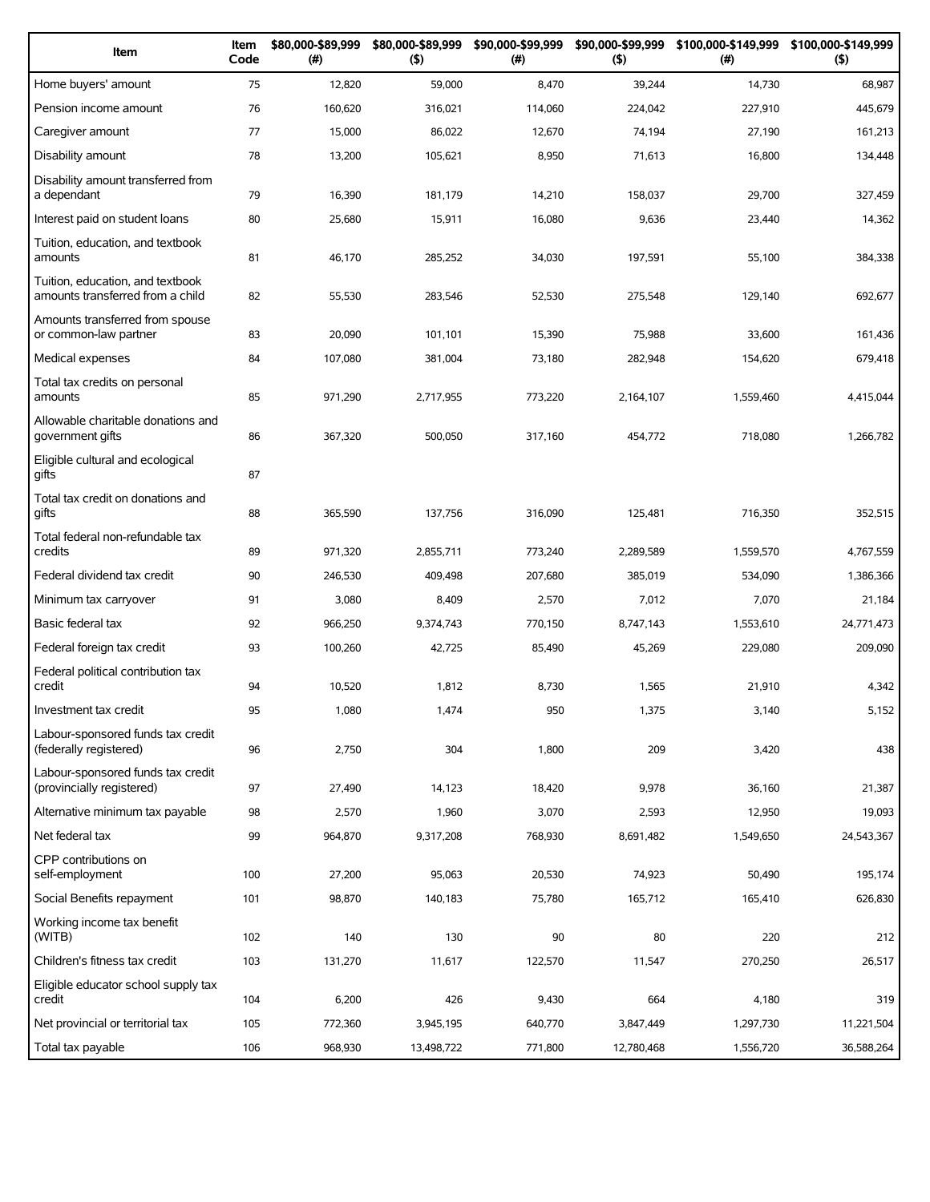| Item | Item Code | $80,000-$89,999 (#) | $80,000-$89,999 ($) | $90,000-$99,999 (#) | $90,000-$99,999 ($) | $100,000-$149,999 (#) | $100,000-$149,999 ($) |
|---|---|---|---|---|---|---|---|
| Home buyers' amount | 75 | 12,820 | 59,000 | 8,470 | 39,244 | 14,730 | 68,987 |
| Pension income amount | 76 | 160,620 | 316,021 | 114,060 | 224,042 | 227,910 | 445,679 |
| Caregiver amount | 77 | 15,000 | 86,022 | 12,670 | 74,194 | 27,190 | 161,213 |
| Disability amount | 78 | 13,200 | 105,621 | 8,950 | 71,613 | 16,800 | 134,448 |
| Disability amount transferred from a dependant | 79 | 16,390 | 181,179 | 14,210 | 158,037 | 29,700 | 327,459 |
| Interest paid on student loans | 80 | 25,680 | 15,911 | 16,080 | 9,636 | 23,440 | 14,362 |
| Tuition, education, and textbook amounts | 81 | 46,170 | 285,252 | 34,030 | 197,591 | 55,100 | 384,338 |
| Tuition, education, and textbook amounts transferred from a child | 82 | 55,530 | 283,546 | 52,530 | 275,548 | 129,140 | 692,677 |
| Amounts transferred from spouse or common-law partner | 83 | 20,090 | 101,101 | 15,390 | 75,988 | 33,600 | 161,436 |
| Medical expenses | 84 | 107,080 | 381,004 | 73,180 | 282,948 | 154,620 | 679,418 |
| Total tax credits on personal amounts | 85 | 971,290 | 2,717,955 | 773,220 | 2,164,107 | 1,559,460 | 4,415,044 |
| Allowable charitable donations and government gifts | 86 | 367,320 | 500,050 | 317,160 | 454,772 | 718,080 | 1,266,782 |
| Eligible cultural and ecological gifts | 87 | | | | | | |
| Total tax credit on donations and gifts | 88 | 365,590 | 137,756 | 316,090 | 125,481 | 716,350 | 352,515 |
| Total federal non-refundable tax credits | 89 | 971,320 | 2,855,711 | 773,240 | 2,289,589 | 1,559,570 | 4,767,559 |
| Federal dividend tax credit | 90 | 246,530 | 409,498 | 207,680 | 385,019 | 534,090 | 1,386,366 |
| Minimum tax carryover | 91 | 3,080 | 8,409 | 2,570 | 7,012 | 7,070 | 21,184 |
| Basic federal tax | 92 | 966,250 | 9,374,743 | 770,150 | 8,747,143 | 1,553,610 | 24,771,473 |
| Federal foreign tax credit | 93 | 100,260 | 42,725 | 85,490 | 45,269 | 229,080 | 209,090 |
| Federal political contribution tax credit | 94 | 10,520 | 1,812 | 8,730 | 1,565 | 21,910 | 4,342 |
| Investment tax credit | 95 | 1,080 | 1,474 | 950 | 1,375 | 3,140 | 5,152 |
| Labour-sponsored funds tax credit (federally registered) | 96 | 2,750 | 304 | 1,800 | 209 | 3,420 | 438 |
| Labour-sponsored funds tax credit (provincially registered) | 97 | 27,490 | 14,123 | 18,420 | 9,978 | 36,160 | 21,387 |
| Alternative minimum tax payable | 98 | 2,570 | 1,960 | 3,070 | 2,593 | 12,950 | 19,093 |
| Net federal tax | 99 | 964,870 | 9,317,208 | 768,930 | 8,691,482 | 1,549,650 | 24,543,367 |
| CPP contributions on self-employment | 100 | 27,200 | 95,063 | 20,530 | 74,923 | 50,490 | 195,174 |
| Social Benefits repayment | 101 | 98,870 | 140,183 | 75,780 | 165,712 | 165,410 | 626,830 |
| Working income tax benefit (WITB) | 102 | 140 | 130 | 90 | 80 | 220 | 212 |
| Children's fitness tax credit | 103 | 131,270 | 11,617 | 122,570 | 11,547 | 270,250 | 26,517 |
| Eligible educator school supply tax credit | 104 | 6,200 | 426 | 9,430 | 664 | 4,180 | 319 |
| Net provincial or territorial tax | 105 | 772,360 | 3,945,195 | 640,770 | 3,847,449 | 1,297,730 | 11,221,504 |
| Total tax payable | 106 | 968,930 | 13,498,722 | 771,800 | 12,780,468 | 1,556,720 | 36,588,264 |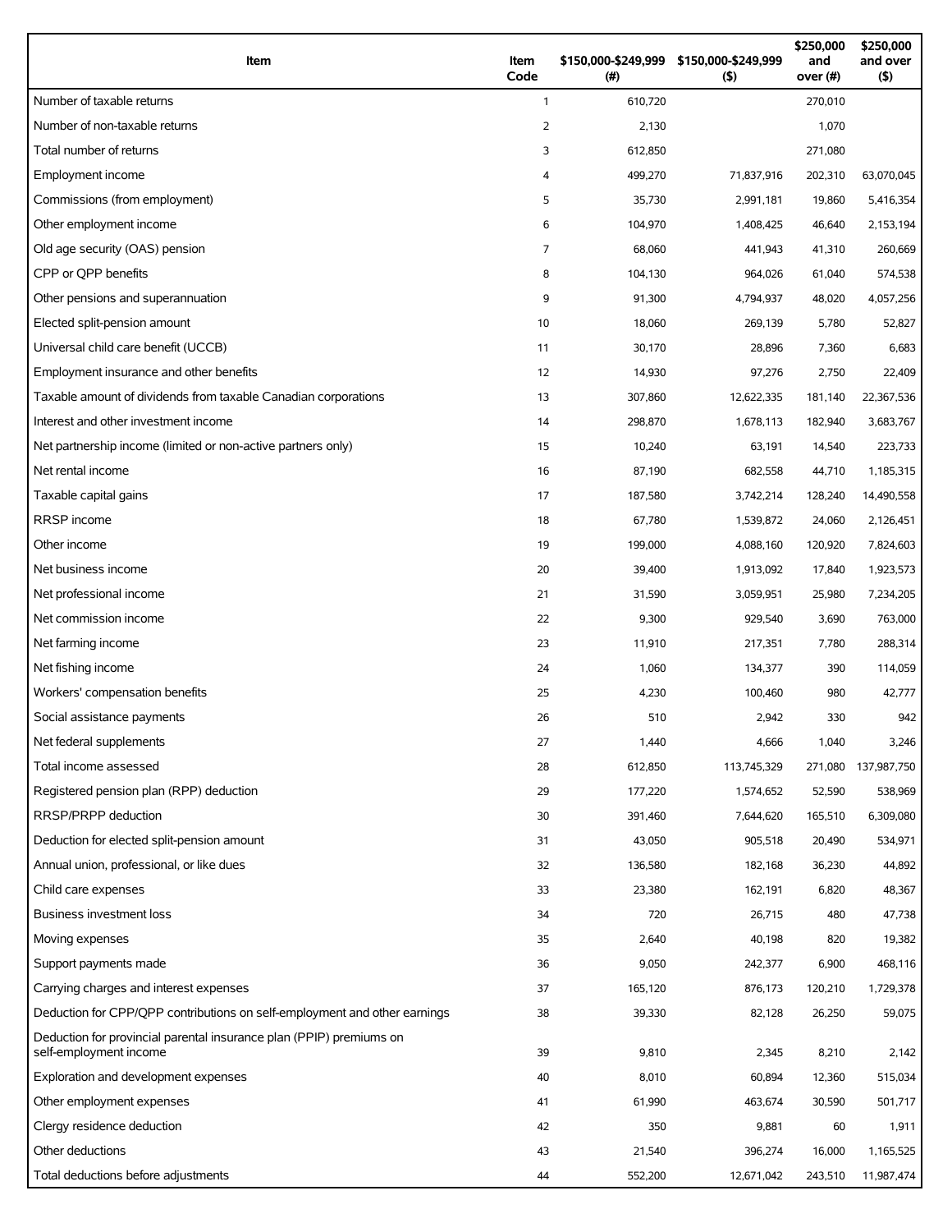| Item | Item Code | $150,000-$249,999 (#) | $150,000-$249,999 ($) | $250,000 and over (#) | $250,000 and over ($) |
|---|---|---|---|---|---|
| Number of taxable returns | 1 | 610,720 | | 270,010 | |
| Number of non-taxable returns | 2 | 2,130 | | 1,070 | |
| Total number of returns | 3 | 612,850 | | 271,080 | |
| Employment income | 4 | 499,270 | 71,837,916 | 202,310 | 63,070,045 |
| Commissions (from employment) | 5 | 35,730 | 2,991,181 | 19,860 | 5,416,354 |
| Other employment income | 6 | 104,970 | 1,408,425 | 46,640 | 2,153,194 |
| Old age security (OAS) pension | 7 | 68,060 | 441,943 | 41,310 | 260,669 |
| CPP or QPP benefits | 8 | 104,130 | 964,026 | 61,040 | 574,538 |
| Other pensions and superannuation | 9 | 91,300 | 4,794,937 | 48,020 | 4,057,256 |
| Elected split-pension amount | 10 | 18,060 | 269,139 | 5,780 | 52,827 |
| Universal child care benefit (UCCB) | 11 | 30,170 | 28,896 | 7,360 | 6,683 |
| Employment insurance and other benefits | 12 | 14,930 | 97,276 | 2,750 | 22,409 |
| Taxable amount of dividends from taxable Canadian corporations | 13 | 307,860 | 12,622,335 | 181,140 | 22,367,536 |
| Interest and other investment income | 14 | 298,870 | 1,678,113 | 182,940 | 3,683,767 |
| Net partnership income (limited or non-active partners only) | 15 | 10,240 | 63,191 | 14,540 | 223,733 |
| Net rental income | 16 | 87,190 | 682,558 | 44,710 | 1,185,315 |
| Taxable capital gains | 17 | 187,580 | 3,742,214 | 128,240 | 14,490,558 |
| RRSP income | 18 | 67,780 | 1,539,872 | 24,060 | 2,126,451 |
| Other income | 19 | 199,000 | 4,088,160 | 120,920 | 7,824,603 |
| Net business income | 20 | 39,400 | 1,913,092 | 17,840 | 1,923,573 |
| Net professional income | 21 | 31,590 | 3,059,951 | 25,980 | 7,234,205 |
| Net commission income | 22 | 9,300 | 929,540 | 3,690 | 763,000 |
| Net farming income | 23 | 11,910 | 217,351 | 7,780 | 288,314 |
| Net fishing income | 24 | 1,060 | 134,377 | 390 | 114,059 |
| Workers' compensation benefits | 25 | 4,230 | 100,460 | 980 | 42,777 |
| Social assistance payments | 26 | 510 | 2,942 | 330 | 942 |
| Net federal supplements | 27 | 1,440 | 4,666 | 1,040 | 3,246 |
| Total income assessed | 28 | 612,850 | 113,745,329 | 271,080 | 137,987,750 |
| Registered pension plan (RPP) deduction | 29 | 177,220 | 1,574,652 | 52,590 | 538,969 |
| RRSP/PRPP deduction | 30 | 391,460 | 7,644,620 | 165,510 | 6,309,080 |
| Deduction for elected split-pension amount | 31 | 43,050 | 905,518 | 20,490 | 534,971 |
| Annual union, professional, or like dues | 32 | 136,580 | 182,168 | 36,230 | 44,892 |
| Child care expenses | 33 | 23,380 | 162,191 | 6,820 | 48,367 |
| Business investment loss | 34 | 720 | 26,715 | 480 | 47,738 |
| Moving expenses | 35 | 2,640 | 40,198 | 820 | 19,382 |
| Support payments made | 36 | 9,050 | 242,377 | 6,900 | 468,116 |
| Carrying charges and interest expenses | 37 | 165,120 | 876,173 | 120,210 | 1,729,378 |
| Deduction for CPP/QPP contributions on self-employment and other earnings | 38 | 39,330 | 82,128 | 26,250 | 59,075 |
| Deduction for provincial parental insurance plan (PPIP) premiums on self-employment income | 39 | 9,810 | 2,345 | 8,210 | 2,142 |
| Exploration and development expenses | 40 | 8,010 | 60,894 | 12,360 | 515,034 |
| Other employment expenses | 41 | 61,990 | 463,674 | 30,590 | 501,717 |
| Clergy residence deduction | 42 | 350 | 9,881 | 60 | 1,911 |
| Other deductions | 43 | 21,540 | 396,274 | 16,000 | 1,165,525 |
| Total deductions before adjustments | 44 | 552,200 | 12,671,042 | 243,510 | 11,987,474 |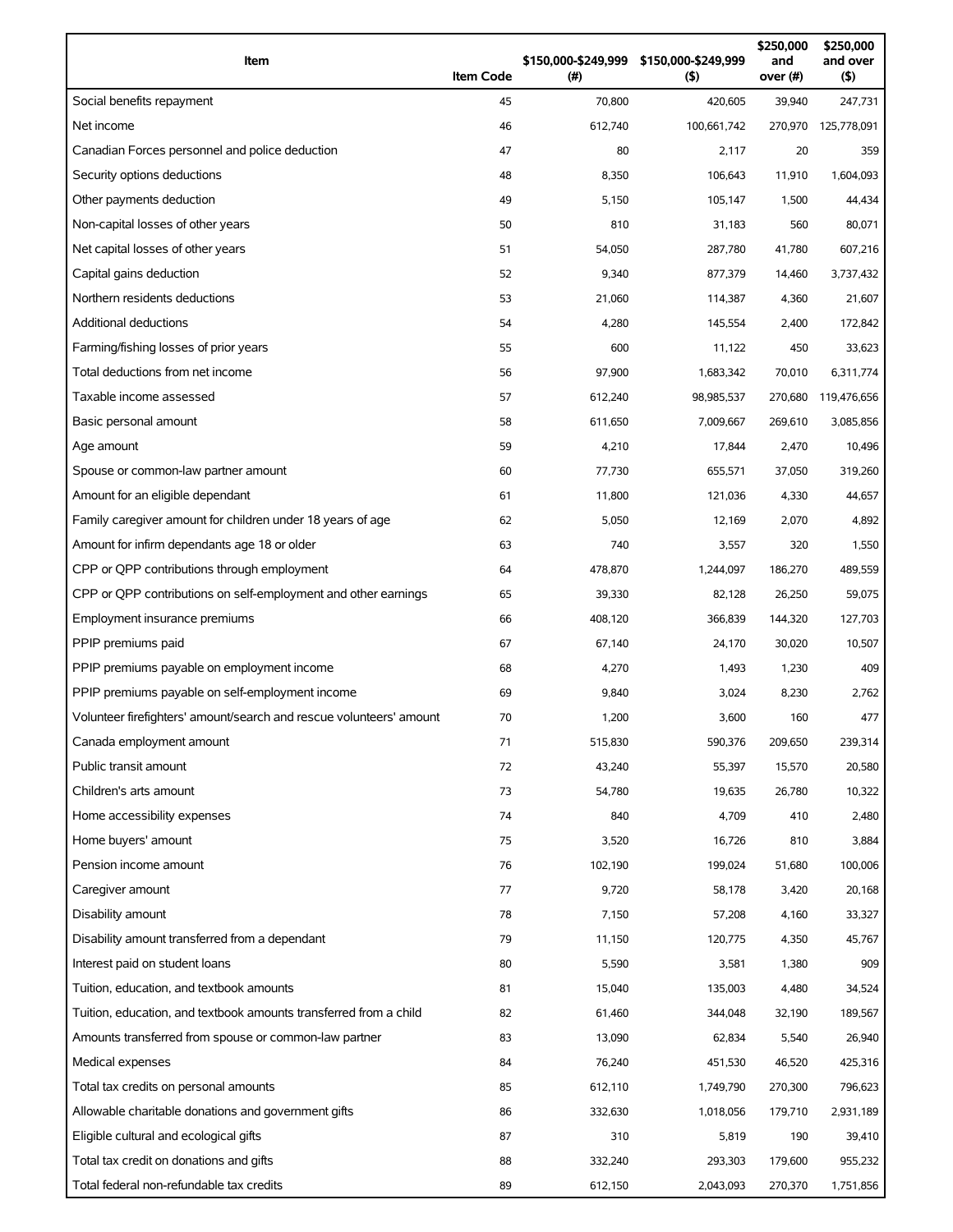| Item | Item Code | $150,000-$249,999 (#) | $150,000-$249,999 ($) | $250,000 and over (#) | $250,000 and over ($) |
|---|---|---|---|---|---|
| Social benefits repayment | 45 | 70,800 | 420,605 | 39,940 | 247,731 |
| Net income | 46 | 612,740 | 100,661,742 | 270,970 | 125,778,091 |
| Canadian Forces personnel and police deduction | 47 | 80 | 2,117 | 20 | 359 |
| Security options deductions | 48 | 8,350 | 106,643 | 11,910 | 1,604,093 |
| Other payments deduction | 49 | 5,150 | 105,147 | 1,500 | 44,434 |
| Non-capital losses of other years | 50 | 810 | 31,183 | 560 | 80,071 |
| Net capital losses of other years | 51 | 54,050 | 287,780 | 41,780 | 607,216 |
| Capital gains deduction | 52 | 9,340 | 877,379 | 14,460 | 3,737,432 |
| Northern residents deductions | 53 | 21,060 | 114,387 | 4,360 | 21,607 |
| Additional deductions | 54 | 4,280 | 145,554 | 2,400 | 172,842 |
| Farming/fishing losses of prior years | 55 | 600 | 11,122 | 450 | 33,623 |
| Total deductions from net income | 56 | 97,900 | 1,683,342 | 70,010 | 6,311,774 |
| Taxable income assessed | 57 | 612,240 | 98,985,537 | 270,680 | 119,476,656 |
| Basic personal amount | 58 | 611,650 | 7,009,667 | 269,610 | 3,085,856 |
| Age amount | 59 | 4,210 | 17,844 | 2,470 | 10,496 |
| Spouse or common-law partner amount | 60 | 77,730 | 655,571 | 37,050 | 319,260 |
| Amount for an eligible dependant | 61 | 11,800 | 121,036 | 4,330 | 44,657 |
| Family caregiver amount for children under 18 years of age | 62 | 5,050 | 12,169 | 2,070 | 4,892 |
| Amount for infirm dependants age 18 or older | 63 | 740 | 3,557 | 320 | 1,550 |
| CPP or QPP contributions through employment | 64 | 478,870 | 1,244,097 | 186,270 | 489,559 |
| CPP or QPP contributions on self-employment and other earnings | 65 | 39,330 | 82,128 | 26,250 | 59,075 |
| Employment insurance premiums | 66 | 408,120 | 366,839 | 144,320 | 127,703 |
| PPIP premiums paid | 67 | 67,140 | 24,170 | 30,020 | 10,507 |
| PPIP premiums payable on employment income | 68 | 4,270 | 1,493 | 1,230 | 409 |
| PPIP premiums payable on self-employment income | 69 | 9,840 | 3,024 | 8,230 | 2,762 |
| Volunteer firefighters' amount/search and rescue volunteers' amount | 70 | 1,200 | 3,600 | 160 | 477 |
| Canada employment amount | 71 | 515,830 | 590,376 | 209,650 | 239,314 |
| Public transit amount | 72 | 43,240 | 55,397 | 15,570 | 20,580 |
| Children's arts amount | 73 | 54,780 | 19,635 | 26,780 | 10,322 |
| Home accessibility expenses | 74 | 840 | 4,709 | 410 | 2,480 |
| Home buyers' amount | 75 | 3,520 | 16,726 | 810 | 3,884 |
| Pension income amount | 76 | 102,190 | 199,024 | 51,680 | 100,006 |
| Caregiver amount | 77 | 9,720 | 58,178 | 3,420 | 20,168 |
| Disability amount | 78 | 7,150 | 57,208 | 4,160 | 33,327 |
| Disability amount transferred from a dependant | 79 | 11,150 | 120,775 | 4,350 | 45,767 |
| Interest paid on student loans | 80 | 5,590 | 3,581 | 1,380 | 909 |
| Tuition, education, and textbook amounts | 81 | 15,040 | 135,003 | 4,480 | 34,524 |
| Tuition, education, and textbook amounts transferred from a child | 82 | 61,460 | 344,048 | 32,190 | 189,567 |
| Amounts transferred from spouse or common-law partner | 83 | 13,090 | 62,834 | 5,540 | 26,940 |
| Medical expenses | 84 | 76,240 | 451,530 | 46,520 | 425,316 |
| Total tax credits on personal amounts | 85 | 612,110 | 1,749,790 | 270,300 | 796,623 |
| Allowable charitable donations and government gifts | 86 | 332,630 | 1,018,056 | 179,710 | 2,931,189 |
| Eligible cultural and ecological gifts | 87 | 310 | 5,819 | 190 | 39,410 |
| Total tax credit on donations and gifts | 88 | 332,240 | 293,303 | 179,600 | 955,232 |
| Total federal non-refundable tax credits | 89 | 612,150 | 2,043,093 | 270,370 | 1,751,856 |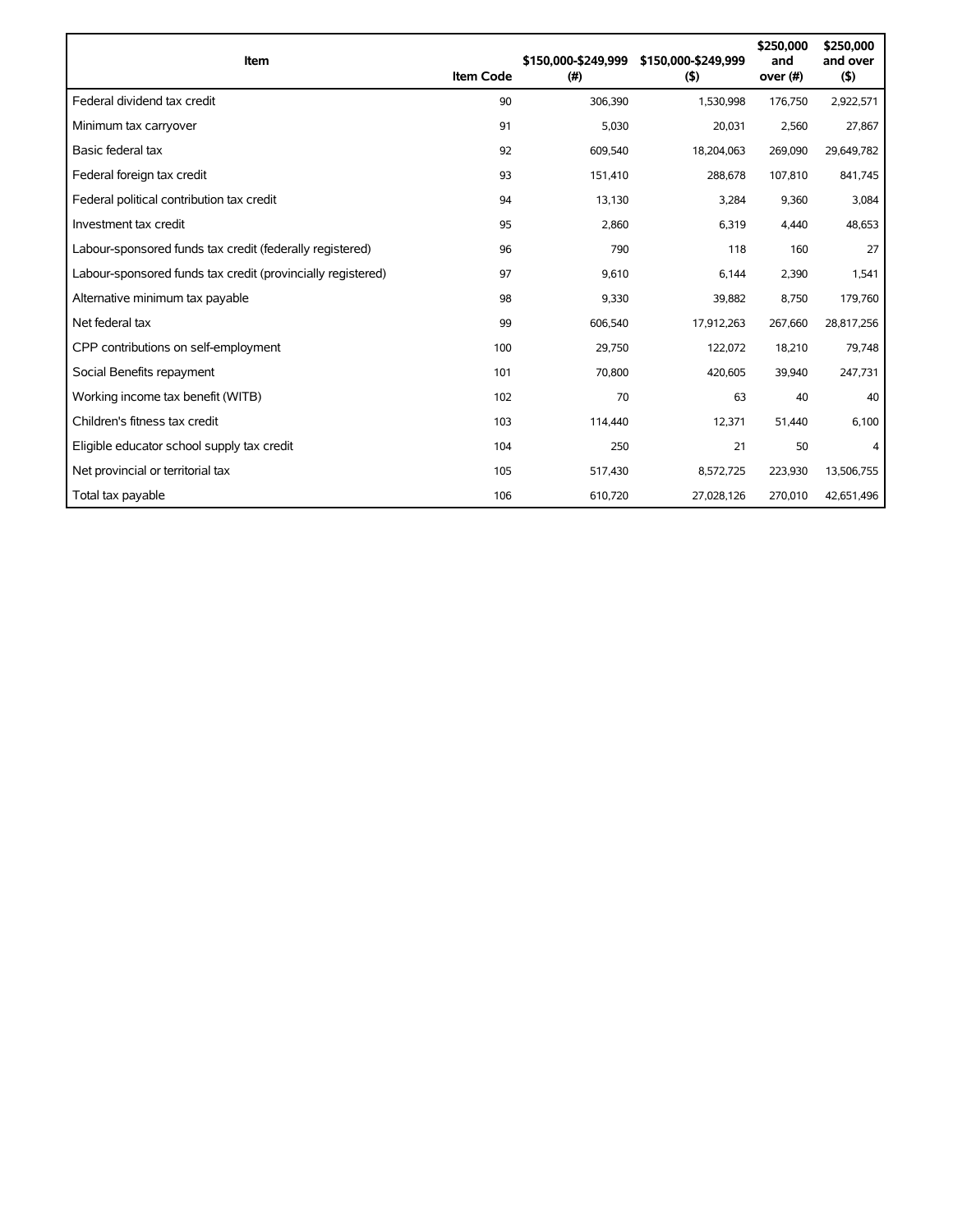| Item | Item Code | $150,000-$249,999 (#) | $150,000-$249,999 ($) | $250,000 and over (#) | $250,000 and over ($) |
|---|---|---|---|---|---|
| Federal dividend tax credit | 90 | 306,390 | 1,530,998 | 176,750 | 2,922,571 |
| Minimum tax carryover | 91 | 5,030 | 20,031 | 2,560 | 27,867 |
| Basic federal tax | 92 | 609,540 | 18,204,063 | 269,090 | 29,649,782 |
| Federal foreign tax credit | 93 | 151,410 | 288,678 | 107,810 | 841,745 |
| Federal political contribution tax credit | 94 | 13,130 | 3,284 | 9,360 | 3,084 |
| Investment tax credit | 95 | 2,860 | 6,319 | 4,440 | 48,653 |
| Labour-sponsored funds tax credit (federally registered) | 96 | 790 | 118 | 160 | 27 |
| Labour-sponsored funds tax credit (provincially registered) | 97 | 9,610 | 6,144 | 2,390 | 1,541 |
| Alternative minimum tax payable | 98 | 9,330 | 39,882 | 8,750 | 179,760 |
| Net federal tax | 99 | 606,540 | 17,912,263 | 267,660 | 28,817,256 |
| CPP contributions on self-employment | 100 | 29,750 | 122,072 | 18,210 | 79,748 |
| Social Benefits repayment | 101 | 70,800 | 420,605 | 39,940 | 247,731 |
| Working income tax benefit (WITB) | 102 | 70 | 63 | 40 | 40 |
| Children's fitness tax credit | 103 | 114,440 | 12,371 | 51,440 | 6,100 |
| Eligible educator school supply tax credit | 104 | 250 | 21 | 50 | 4 |
| Net provincial or territorial tax | 105 | 517,430 | 8,572,725 | 223,930 | 13,506,755 |
| Total tax payable | 106 | 610,720 | 27,028,126 | 270,010 | 42,651,496 |